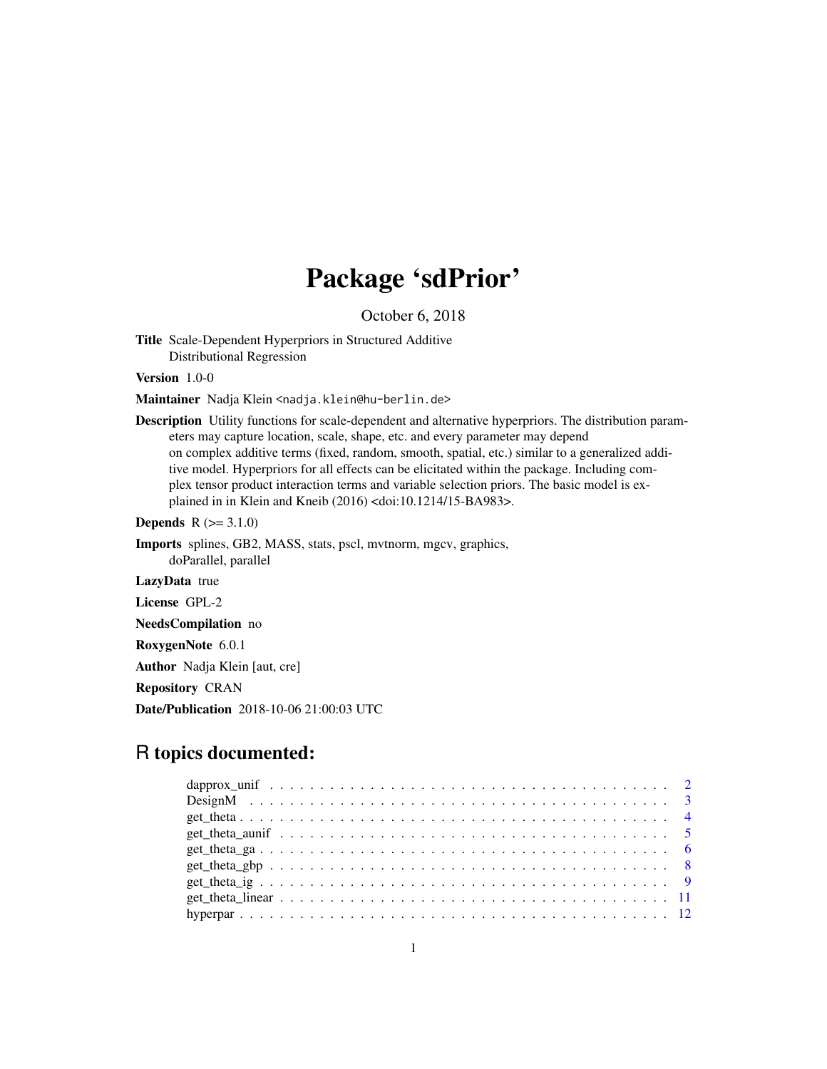# Package 'sdPrior'

October 6, 2018

**Title** Scale-Dependent Hyperpriors in Structured Additive Distributional Regression

**Version** 1.0-0

**Maintainer** Nadja Klein <nadja.klein@hu-berlin.de>

**Description** Utility functions for scale-dependent and alternative hyperpriors. The distribution parameters may capture location, scale, shape, etc. and every parameter may depend on complex additive terms (fixed, random, smooth, spatial, etc.) similar to a generalized additive model. Hyperpriors for all effects can be elicitated within the package. Including complex tensor product interaction terms and variable selection priors. The basic model is explained in in Klein and Kneib (2016) <doi:10.1214/15-BA983>.

**Depends** R (>= 3.1.0)

**Imports** splines, GB2, MASS, stats, pscl, mvtnorm, mgcv, graphics, doParallel, parallel

**LazyData** true

**License** GPL-2

**NeedsCompilation** no

**RoxygenNote** 6.0.1

**Author** Nadja Klein [aut, cre]

**Repository** CRAN

**Date/Publication** 2018-10-06 21:00:03 UTC

## R topics documented:

- dapprox_unif . . . . . 2
- DesignM . . . . . 3
- get_theta . . . . . 4
- get_theta_aunif . . . . . 5
- get_theta_ga . . . . . 6
- get_theta_gbp . . . . . 8
- get_theta_ig . . . . . 9
- get_theta_linear . . . . . 11
- hyperpar . . . . . 12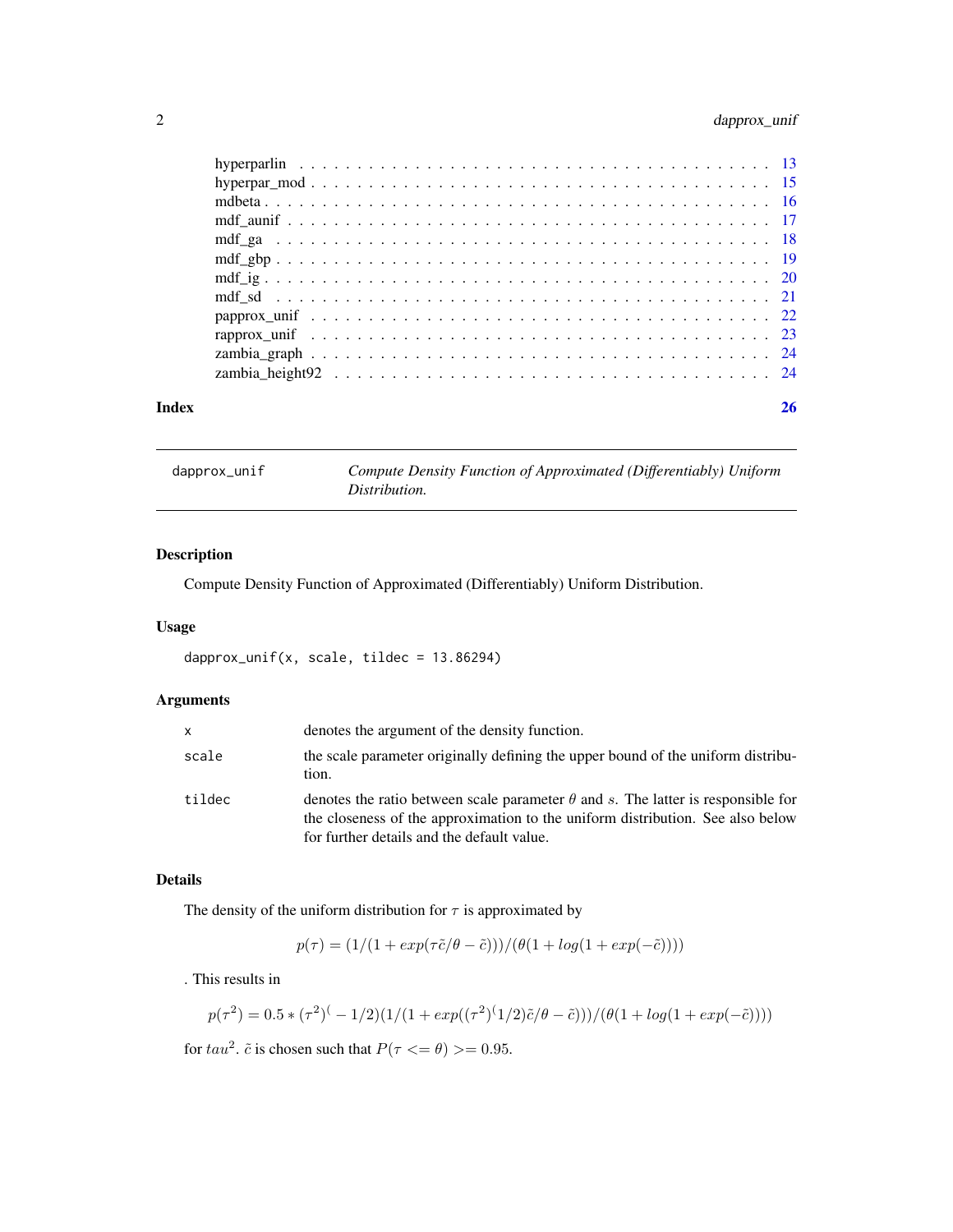hyperparlin . . . . . . . . . . . . . . . . . . . . . . . . . . . . . . . . . . . . . . . 13
hyperpar_mod . . . . . . . . . . . . . . . . . . . . . . . . . . . . . . . . . . . . . . 15
mdbeta . . . . . . . . . . . . . . . . . . . . . . . . . . . . . . . . . . . . . . . . . . 16
mdf_aunif . . . . . . . . . . . . . . . . . . . . . . . . . . . . . . . . . . . . . . . . 17
mdf_ga . . . . . . . . . . . . . . . . . . . . . . . . . . . . . . . . . . . . . . . . . 18
mdf_gbp . . . . . . . . . . . . . . . . . . . . . . . . . . . . . . . . . . . . . . . . . 19
mdf_ig . . . . . . . . . . . . . . . . . . . . . . . . . . . . . . . . . . . . . . . . . 20
mdf_sd . . . . . . . . . . . . . . . . . . . . . . . . . . . . . . . . . . . . . . . . . 21
papprox_unif . . . . . . . . . . . . . . . . . . . . . . . . . . . . . . . . . . . . . . 22
rapprox_unif . . . . . . . . . . . . . . . . . . . . . . . . . . . . . . . . . . . . . . 23
zambia_graph . . . . . . . . . . . . . . . . . . . . . . . . . . . . . . . . . . . . . . 24
zambia_height92 . . . . . . . . . . . . . . . . . . . . . . . . . . . . . . . . . . . . 24

**Index** 26

---

## dapprox_unif — *Compute Density Function of Approximated (Differentiably) Uniform Distribution.*

### Description

Compute Density Function of Approximated (Differentiably) Uniform Distribution.

### Usage

```
dapprox_unif(x, scale, tildec = 13.86294)
```

### Arguments

| | |
|---|---|
| x | denotes the argument of the density function. |
| scale | the scale parameter originally defining the upper bound of the uniform distribution. |
| tildec | denotes the ratio between scale parameter $\theta$ and $s$. The latter is responsible for the closeness of the approximation to the uniform distribution. See also below for further details and the default value. |

### Details

The density of the uniform distribution for $\tau$ is approximated by

$$p(\tau) = (1/(1 + exp(\tau\tilde{c}/\theta - \tilde{c})))/(\theta(1 + log(1 + exp(-\tilde{c}))))$$

. This results in

$$p(\tau^2) = 0.5 * (\tau^2)^(-1/2)(1/(1 + exp((\tau^2)^(1/2)\tilde{c}/\theta - \tilde{c})))/(\theta(1 + log(1 + exp(-\tilde{c}))))$$

for $tau^2$. $\tilde{c}$ is chosen such that $P(\tau <= \theta) >= 0.95$.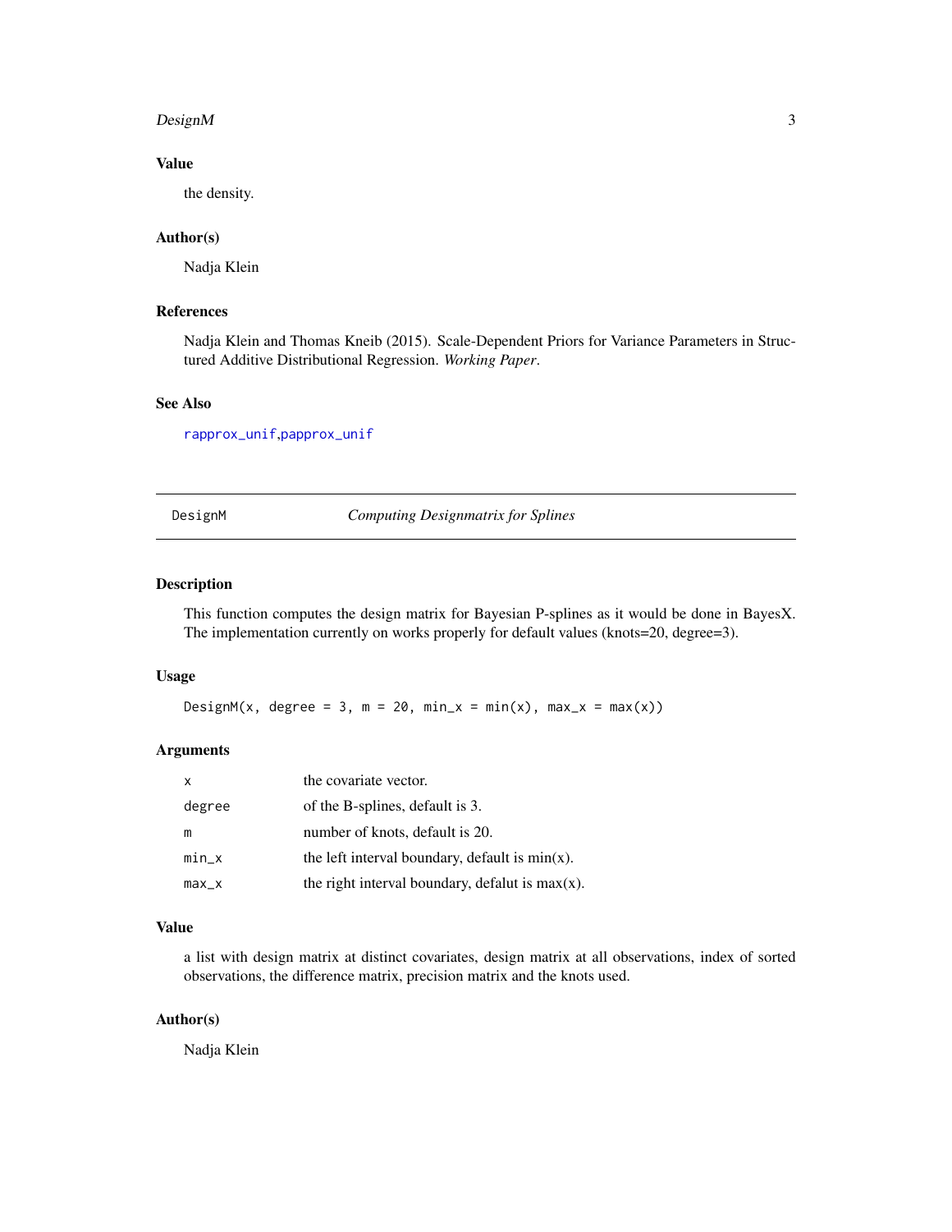### Value

the density.

### Author(s)

Nadja Klein

### References

Nadja Klein and Thomas Kneib (2015). Scale-Dependent Priors for Variance Parameters in Structured Additive Distributional Regression. *Working Paper*.

### See Also

rapprox_unif,papprox_unif

---

## DesignM — *Computing Designmatrix for Splines*

### Description

This function computes the design matrix for Bayesian P-splines as it would be done in BayesX. The implementation currently on works properly for default values (knots=20, degree=3).

### Usage

```
DesignM(x, degree = 3, m = 20, min_x = min(x), max_x = max(x))
```

### Arguments

| | |
|---|---|
| x | the covariate vector. |
| degree | of the B-splines, default is 3. |
| m | number of knots, default is 20. |
| min_x | the left interval boundary, default is min(x). |
| max_x | the right interval boundary, defalut is max(x). |

### Value

a list with design matrix at distinct covariates, design matrix at all observations, index of sorted observations, the difference matrix, precision matrix and the knots used.

### Author(s)

Nadja Klein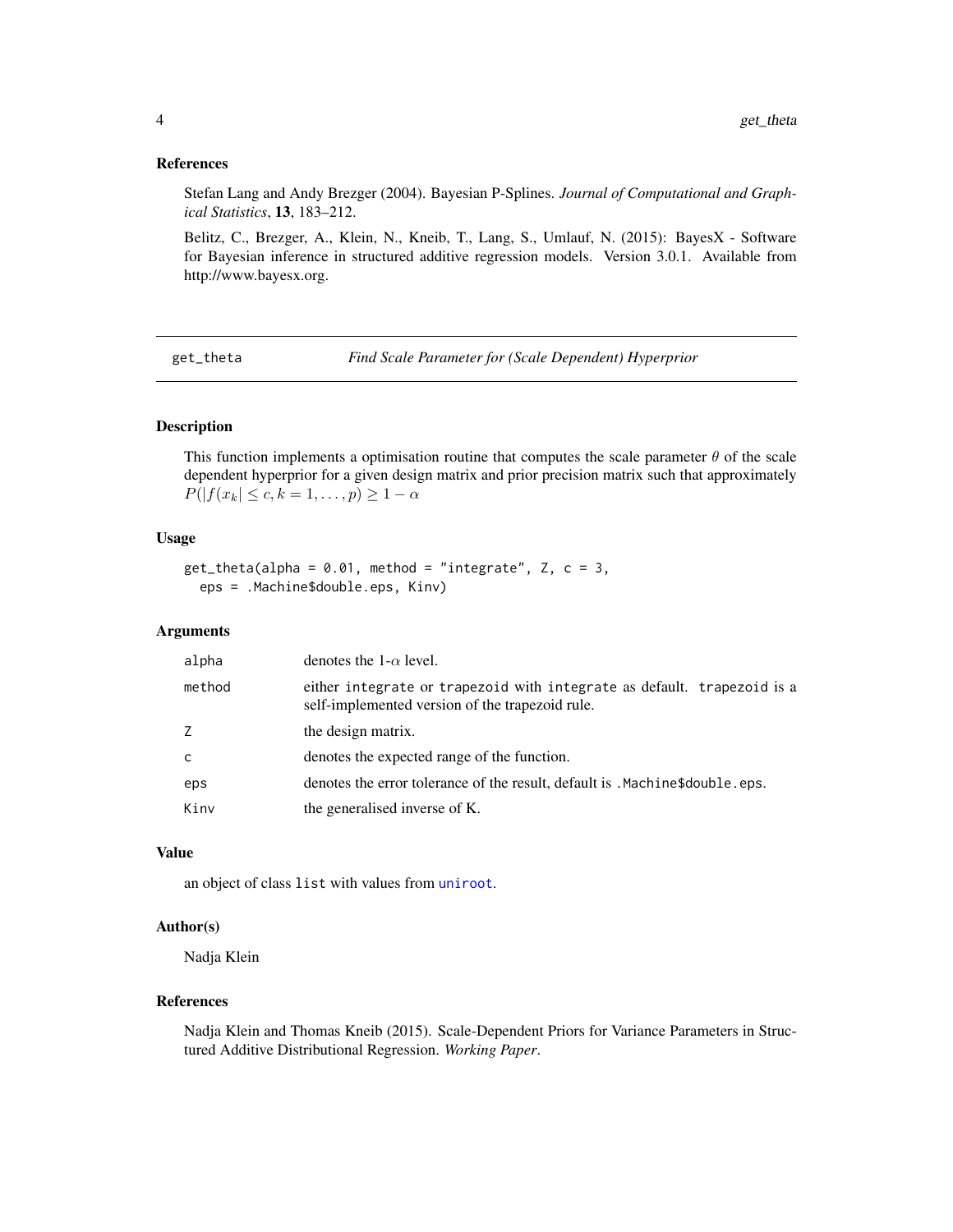## References

Stefan Lang and Andy Brezger (2004). Bayesian P-Splines. *Journal of Computational and Graphical Statistics*, **13**, 183–212.

Belitz, C., Brezger, A., Klein, N., Kneib, T., Lang, S., Umlauf, N. (2015): BayesX - Software for Bayesian inference in structured additive regression models. Version 3.0.1. Available from http://www.bayesx.org.

---

# get_theta — *Find Scale Parameter for (Scale Dependent) Hyperprior*

## Description

This function implements a optimisation routine that computes the scale parameter $\theta$ of the scale dependent hyperprior for a given design matrix and prior precision matrix such that approximately $P(|f(x_k| \leq c, k = 1, \ldots, p) \geq 1 - \alpha$

## Usage

```
get_theta(alpha = 0.01, method = "integrate", Z, c = 3,
  eps = .Machine$double.eps, Kinv)
```

## Arguments

| | |
|---|---|
| `alpha` | denotes the 1-$\alpha$ level. |
| `method` | either `integrate` or `trapezoid` with `integrate` as default. `trapezoid` is a self-implemented version of the trapezoid rule. |
| `Z` | the design matrix. |
| `c` | denotes the expected range of the function. |
| `eps` | denotes the error tolerance of the result, default is `.Machine$double.eps`. |
| `Kinv` | the generalised inverse of K. |

## Value

an object of class `list` with values from `uniroot`.

## Author(s)

Nadja Klein

## References

Nadja Klein and Thomas Kneib (2015). Scale-Dependent Priors for Variance Parameters in Structured Additive Distributional Regression. *Working Paper*.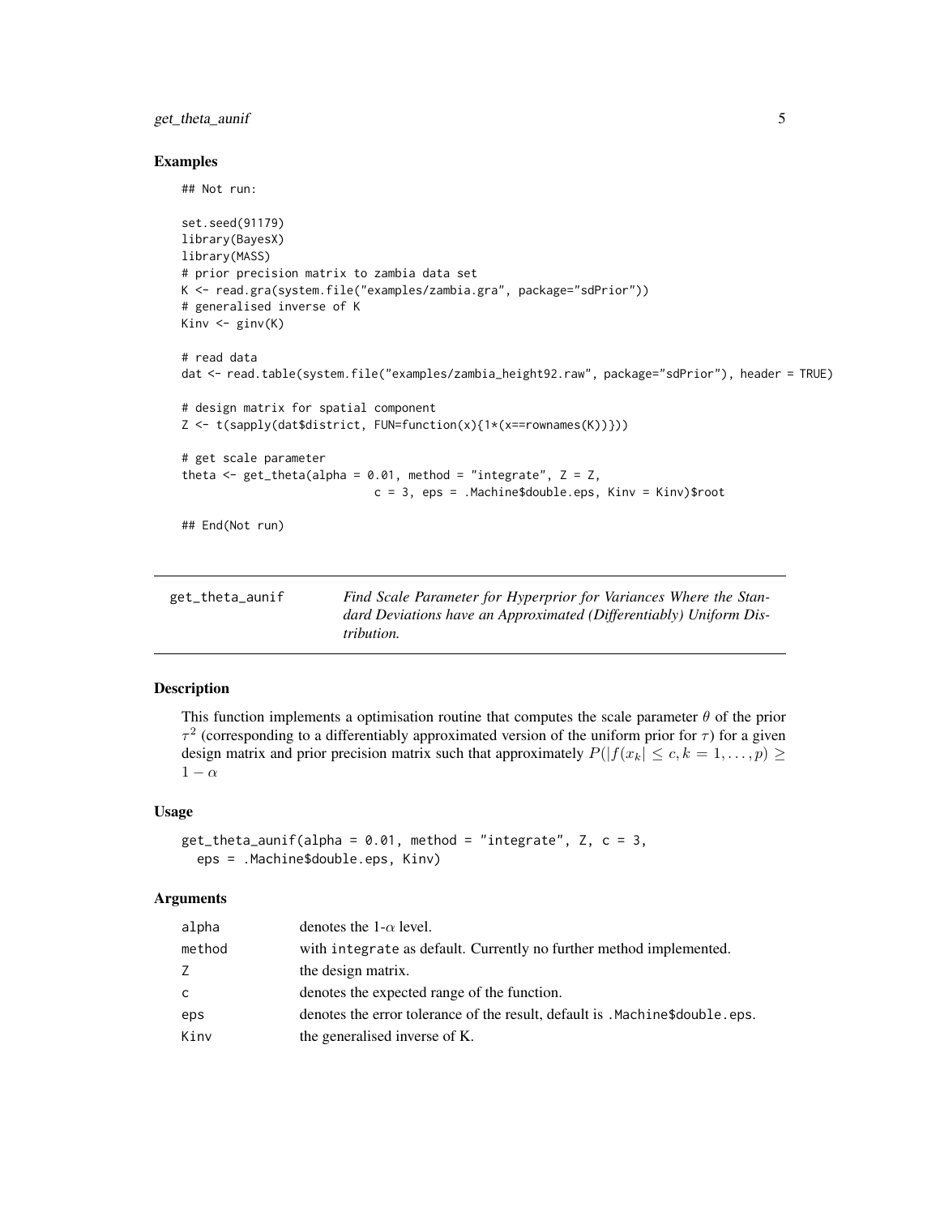### Examples

```
## Not run:

set.seed(91179)
library(BayesX)
library(MASS)
# prior precision matrix to zambia data set
K <- read.gra(system.file("examples/zambia.gra", package="sdPrior"))
# generalised inverse of K
Kinv <- ginv(K)

# read data
dat <- read.table(system.file("examples/zambia_height92.raw", package="sdPrior"), header = TRUE)

# design matrix for spatial component
Z <- t(sapply(dat$district, FUN=function(x){1*(x==rownames(K))}))

# get scale parameter
theta <- get_theta(alpha = 0.01, method = "integrate", Z = Z,
                   c = 3, eps = .Machine$double.eps, Kinv = Kinv)$root

## End(Not run)
```

---

## get_theta_aunif

*Find Scale Parameter for Hyperprior for Variances Where the Standard Deviations have an Approximated (Differentiably) Uniform Distribution.*

---

### Description

This function implements a optimisation routine that computes the scale parameter $\theta$ of the prior $\tau^2$ (corresponding to a differentiably approximated version of the uniform prior for $\tau$) for a given design matrix and prior precision matrix such that approximately $P(|f(x_k| \leq c, k = 1, \ldots, p) \geq 1 - \alpha$

### Usage

```
get_theta_aunif(alpha = 0.01, method = "integrate", Z, c = 3,
  eps = .Machine$double.eps, Kinv)
```

### Arguments

| | |
|---|---|
| alpha | denotes the 1-$\alpha$ level. |
| method | with integrate as default. Currently no further method implemented. |
| Z | the design matrix. |
| c | denotes the expected range of the function. |
| eps | denotes the error tolerance of the result, default is .Machine$double.eps. |
| Kinv | the generalised inverse of K. |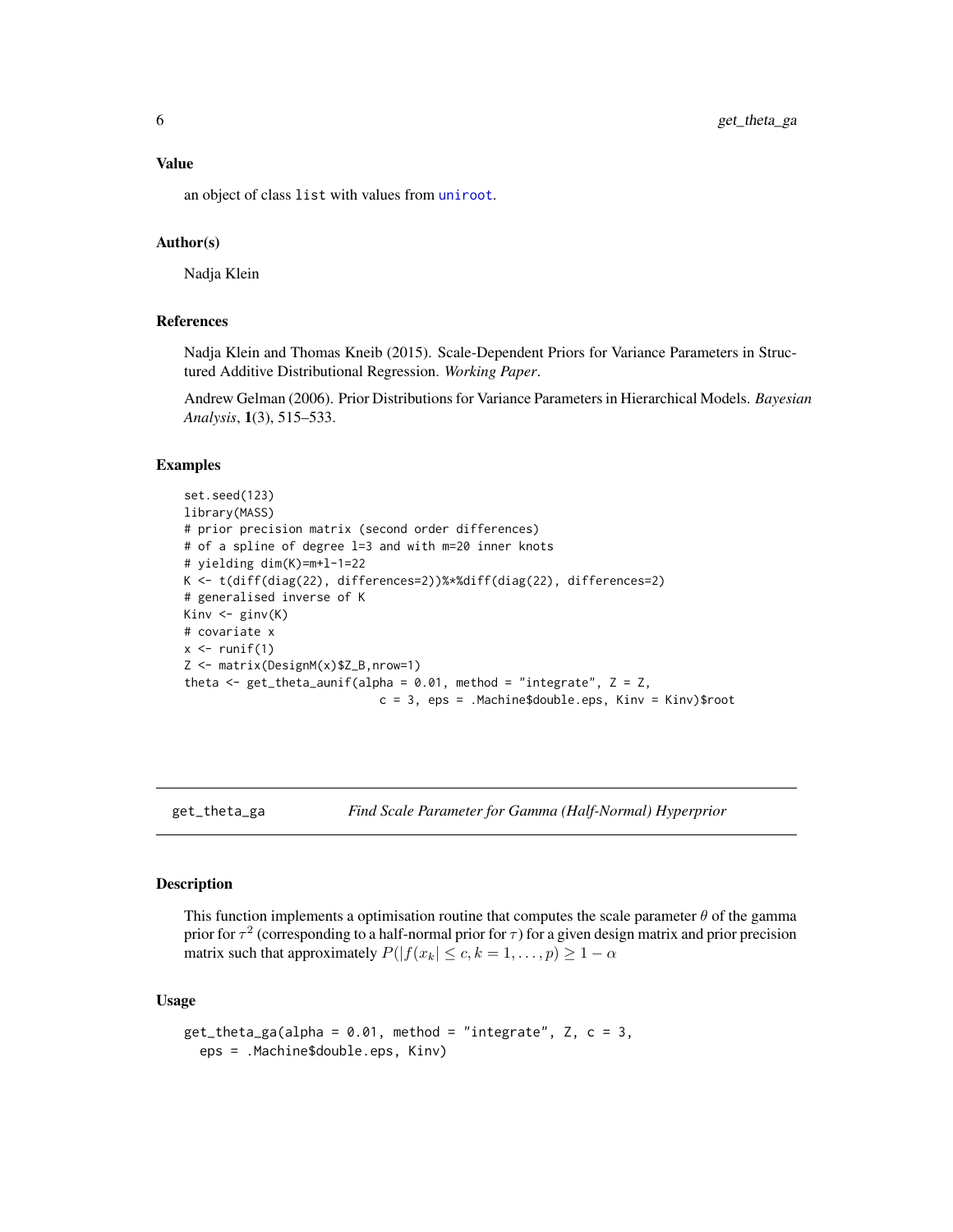## Value

an object of class list with values from uniroot.

## Author(s)

Nadja Klein

## References

Nadja Klein and Thomas Kneib (2015). Scale-Dependent Priors for Variance Parameters in Structured Additive Distributional Regression. *Working Paper*.

Andrew Gelman (2006). Prior Distributions for Variance Parameters in Hierarchical Models. *Bayesian Analysis*, **1**(3), 515–533.

## Examples

```
set.seed(123)
library(MASS)
# prior precision matrix (second order differences)
# of a spline of degree l=3 and with m=20 inner knots
# yielding dim(K)=m+l-1=22
K <- t(diff(diag(22), differences=2))%*%diff(diag(22), differences=2)
# generalised inverse of K
Kinv <- ginv(K)
# covariate x
x <- runif(1)
Z <- matrix(DesignM(x)$Z_B,nrow=1)
theta <- get_theta_aunif(alpha = 0.01, method = "integrate", Z = Z,
                          c = 3, eps = .Machine$double.eps, Kinv = Kinv)$root
```

---

# get_theta_ga — *Find Scale Parameter for Gamma (Half-Normal) Hyperprior*

## Description

This function implements a optimisation routine that computes the scale parameter $\theta$ of the gamma prior for $\tau^2$ (corresponding to a half-normal prior for $\tau$) for a given design matrix and prior precision matrix such that approximately $P(|f(x_k| \leq c, k = 1, \dots, p) \geq 1 - \alpha$

## Usage

```
get_theta_ga(alpha = 0.01, method = "integrate", Z, c = 3,
  eps = .Machine$double.eps, Kinv)
```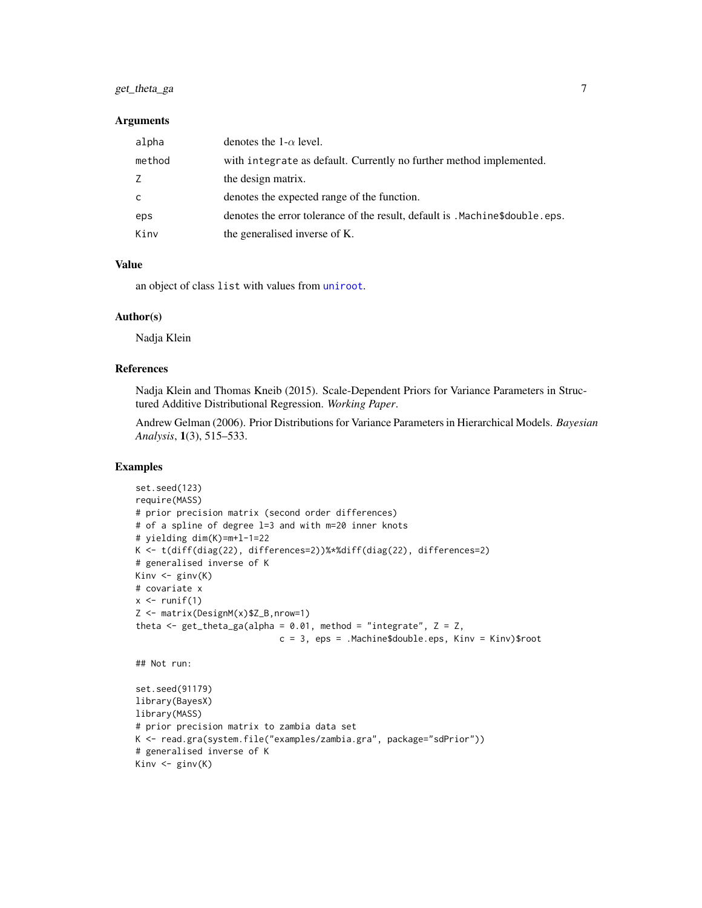### Arguments

| | |
|---|---|
| alpha | denotes the 1-$\alpha$ level. |
| method | with `integrate` as default. Currently no further method implemented. |
| Z | the design matrix. |
| c | denotes the expected range of the function. |
| eps | denotes the error tolerance of the result, default is `.Machine$double.eps`. |
| Kinv | the generalised inverse of K. |

### Value

an object of class `list` with values from `uniroot`.

### Author(s)

Nadja Klein

### References

Nadja Klein and Thomas Kneib (2015). Scale-Dependent Priors for Variance Parameters in Structured Additive Distributional Regression. *Working Paper*.

Andrew Gelman (2006). Prior Distributions for Variance Parameters in Hierarchical Models. *Bayesian Analysis*, **1**(3), 515–533.

### Examples

```
set.seed(123)
require(MASS)
# prior precision matrix (second order differences)
# of a spline of degree l=3 and with m=20 inner knots
# yielding dim(K)=m+l-1=22
K <- t(diff(diag(22), differences=2))%*%diff(diag(22), differences=2)
# generalised inverse of K
Kinv <- ginv(K)
# covariate x
x <- runif(1)
Z <- matrix(DesignM(x)$Z_B,nrow=1)
theta <- get_theta_ga(alpha = 0.01, method = "integrate", Z = Z,
                      c = 3, eps = .Machine$double.eps, Kinv = Kinv)$root

## Not run:

set.seed(91179)
library(BayesX)
library(MASS)
# prior precision matrix to zambia data set
K <- read.gra(system.file("examples/zambia.gra", package="sdPrior"))
# generalised inverse of K
Kinv <- ginv(K)
```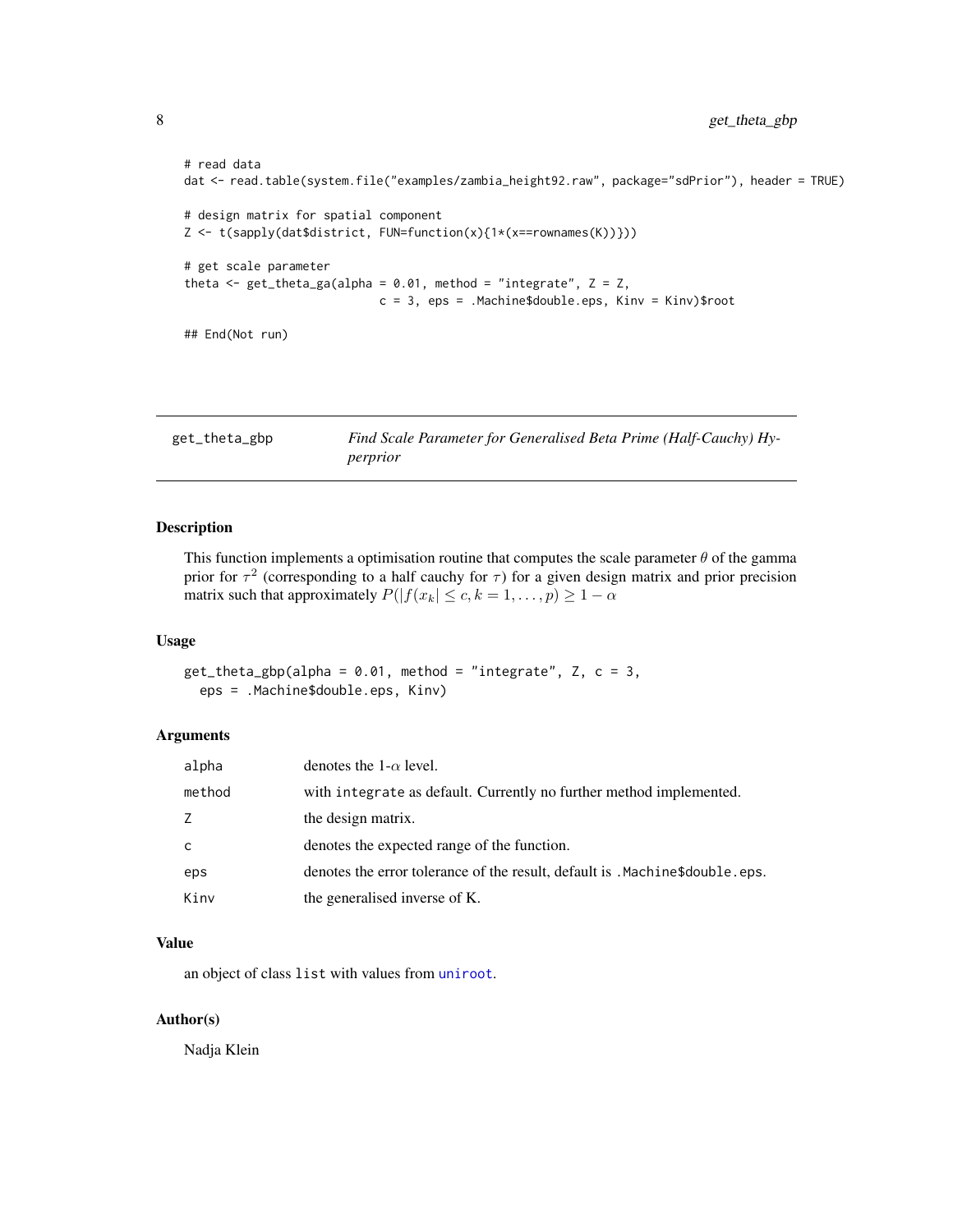```
# read data
dat <- read.table(system.file("examples/zambia_height92.raw", package="sdPrior"), header = TRUE)

# design matrix for spatial component
Z <- t(sapply(dat$district, FUN=function(x){1*(x==rownames(K))}))

# get scale parameter
theta <- get_theta_ga(alpha = 0.01, method = "integrate", Z = Z,
                      c = 3, eps = .Machine$double.eps, Kinv = Kinv)$root

## End(Not run)
```

---

## get_theta_gbp — *Find Scale Parameter for Generalised Beta Prime (Half-Cauchy) Hyperprior*

---

### Description

This function implements a optimisation routine that computes the scale parameter $\theta$ of the gamma prior for $\tau^2$ (corresponding to a half cauchy for $\tau$) for a given design matrix and prior precision matrix such that approximately $P(|f(x_k| \leq c, k = 1, \ldots, p) \geq 1 - \alpha$

### Usage

```
get_theta_gbp(alpha = 0.01, method = "integrate", Z, c = 3,
  eps = .Machine$double.eps, Kinv)
```

### Arguments

| | |
|---|---|
| alpha | denotes the 1-$\alpha$ level. |
| method | with integrate as default. Currently no further method implemented. |
| Z | the design matrix. |
| c | denotes the expected range of the function. |
| eps | denotes the error tolerance of the result, default is .Machine$double.eps. |
| Kinv | the generalised inverse of K. |

### Value

an object of class list with values from uniroot.

### Author(s)

Nadja Klein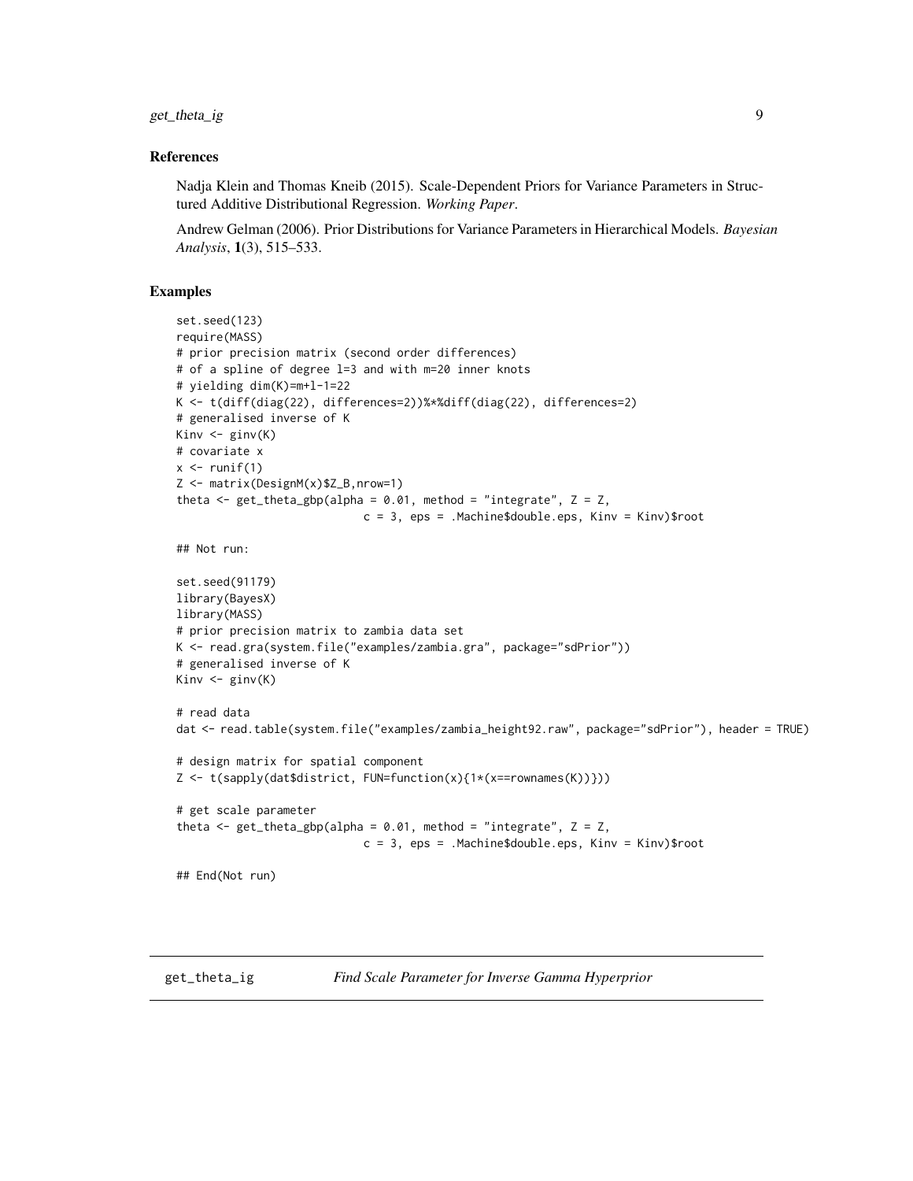### References

Nadja Klein and Thomas Kneib (2015). Scale-Dependent Priors for Variance Parameters in Structured Additive Distributional Regression. *Working Paper*.

Andrew Gelman (2006). Prior Distributions for Variance Parameters in Hierarchical Models. *Bayesian Analysis*, **1**(3), 515–533.

### Examples

```
set.seed(123)
require(MASS)
# prior precision matrix (second order differences)
# of a spline of degree l=3 and with m=20 inner knots
# yielding dim(K)=m+l-1=22
K <- t(diff(diag(22), differences=2))%*%diff(diag(22), differences=2)
# generalised inverse of K
Kinv <- ginv(K)
# covariate x
x <- runif(1)
Z <- matrix(DesignM(x)$Z_B,nrow=1)
theta <- get_theta_gbp(alpha = 0.01, method = "integrate", Z = Z,
                           c = 3, eps = .Machine$double.eps, Kinv = Kinv)$root

## Not run:

set.seed(91179)
library(BayesX)
library(MASS)
# prior precision matrix to zambia data set
K <- read.gra(system.file("examples/zambia.gra", package="sdPrior"))
# generalised inverse of K
Kinv <- ginv(K)

# read data
dat <- read.table(system.file("examples/zambia_height92.raw", package="sdPrior"), header = TRUE)

# design matrix for spatial component
Z <- t(sapply(dat$district, FUN=function(x){1*(x==rownames(K))}))

# get scale parameter
theta <- get_theta_gbp(alpha = 0.01, method = "integrate", Z = Z,
                           c = 3, eps = .Machine$double.eps, Kinv = Kinv)$root

## End(Not run)
```

## get_theta_ig    *Find Scale Parameter for Inverse Gamma Hyperprior*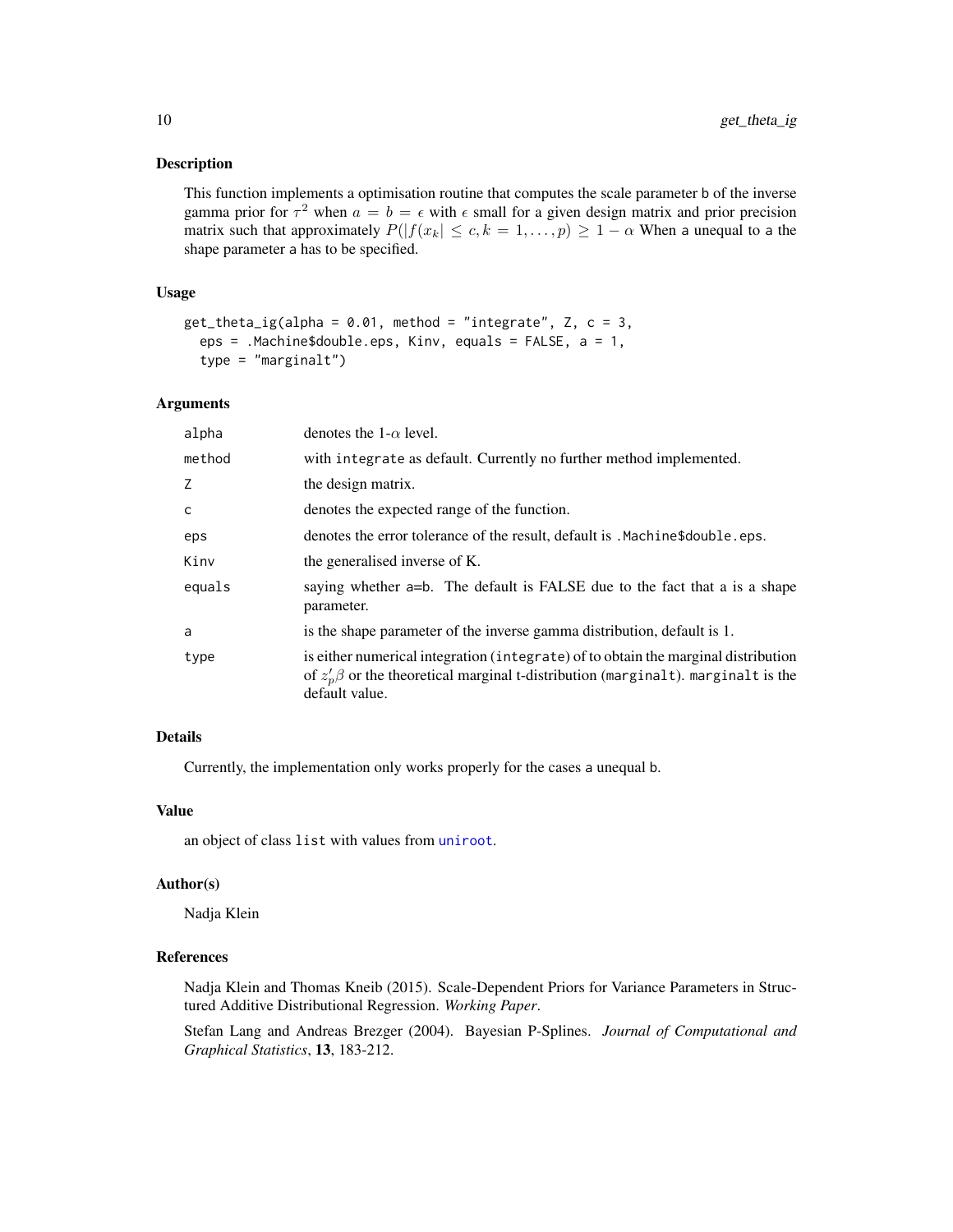## Description

This function implements a optimisation routine that computes the scale parameter b of the inverse gamma prior for $\tau^2$ when $a = b = \epsilon$ with $\epsilon$ small for a given design matrix and prior precision matrix such that approximately $P(|f(x_k| \leq c, k = 1, \ldots, p) \geq 1 - \alpha$ When a unequal to a the shape parameter a has to be specified.

## Usage

```
get_theta_ig(alpha = 0.01, method = "integrate", Z, c = 3,
  eps = .Machine$double.eps, Kinv, equals = FALSE, a = 1,
  type = "marginalt")
```

## Arguments

| | |
|---|---|
| alpha | denotes the 1-$\alpha$ level. |
| method | with integrate as default. Currently no further method implemented. |
| Z | the design matrix. |
| c | denotes the expected range of the function. |
| eps | denotes the error tolerance of the result, default is .Machine$double.eps. |
| Kinv | the generalised inverse of K. |
| equals | saying whether a=b. The default is FALSE due to the fact that a is a shape parameter. |
| a | is the shape parameter of the inverse gamma distribution, default is 1. |
| type | is either numerical integration (integrate) of to obtain the marginal distribution of $z_p'\beta$ or the theoretical marginal t-distribution (marginalt). marginalt is the default value. |

## Details

Currently, the implementation only works properly for the cases a unequal b.

## Value

an object of class list with values from uniroot.

## Author(s)

Nadja Klein

## References

Nadja Klein and Thomas Kneib (2015). Scale-Dependent Priors for Variance Parameters in Structured Additive Distributional Regression. *Working Paper*.

Stefan Lang and Andreas Brezger (2004). Bayesian P-Splines. *Journal of Computational and Graphical Statistics*, **13**, 183-212.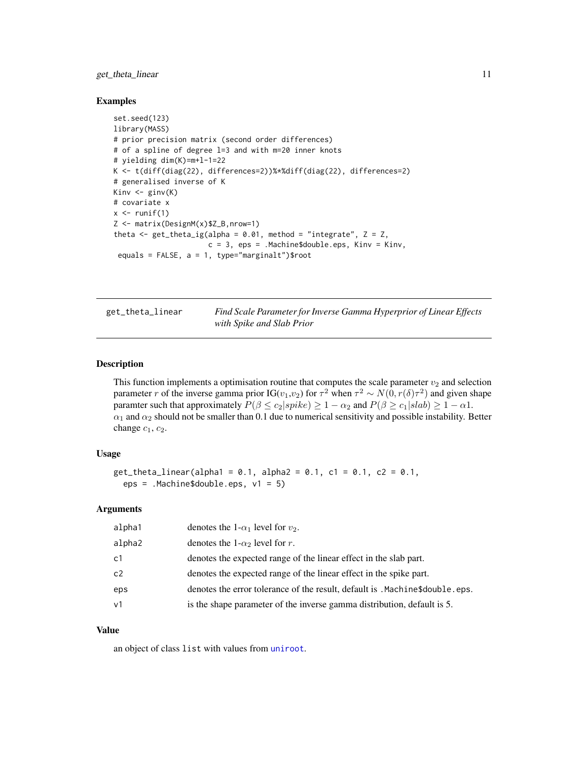### Examples

```
set.seed(123)
library(MASS)
# prior precision matrix (second order differences)
# of a spline of degree l=3 and with m=20 inner knots
# yielding dim(K)=m+l-1=22
K <- t(diff(diag(22), differences=2))%*%diff(diag(22), differences=2)
# generalised inverse of K
Kinv <- ginv(K)
# covariate x
x <- runif(1)
Z <- matrix(DesignM(x)$Z_B,nrow=1)
theta <- get_theta_ig(alpha = 0.01, method = "integrate", Z = Z,
                     c = 3, eps = .Machine$double.eps, Kinv = Kinv,
 equals = FALSE, a = 1, type="marginalt")$root
```

---

## get_theta_linear — *Find Scale Parameter for Inverse Gamma Hyperprior of Linear Effects with Spike and Slab Prior*

### Description

This function implements a optimisation routine that computes the scale parameter $v_2$ and selection parameter $r$ of the inverse gamma prior IG($v_1$,$v_2$) for $\tau^2$ when $\tau^2 \sim N(0, r(\delta)\tau^2)$ and given shape paramter such that approximately $P(\beta \leq c_2|spike) \geq 1 - \alpha_2$ and $P(\beta \geq c_1|slab) \geq 1 - \alpha 1$.
$\alpha_1$ and $\alpha_2$ should not be smaller than 0.1 due to numerical sensitivity and possible instability. Better change $c_1$, $c_2$.

### Usage

```
get_theta_linear(alpha1 = 0.1, alpha2 = 0.1, c1 = 0.1, c2 = 0.1,
  eps = .Machine$double.eps, v1 = 5)
```

### Arguments

| | |
|---|---|
| alpha1 | denotes the 1-$\alpha_1$ level for $v_2$. |
| alpha2 | denotes the 1-$\alpha_2$ level for $r$. |
| c1 | denotes the expected range of the linear effect in the slab part. |
| c2 | denotes the expected range of the linear effect in the spike part. |
| eps | denotes the error tolerance of the result, default is `.Machine$double.eps`. |
| v1 | is the shape parameter of the inverse gamma distribution, default is 5. |

### Value

an object of class `list` with values from `uniroot`.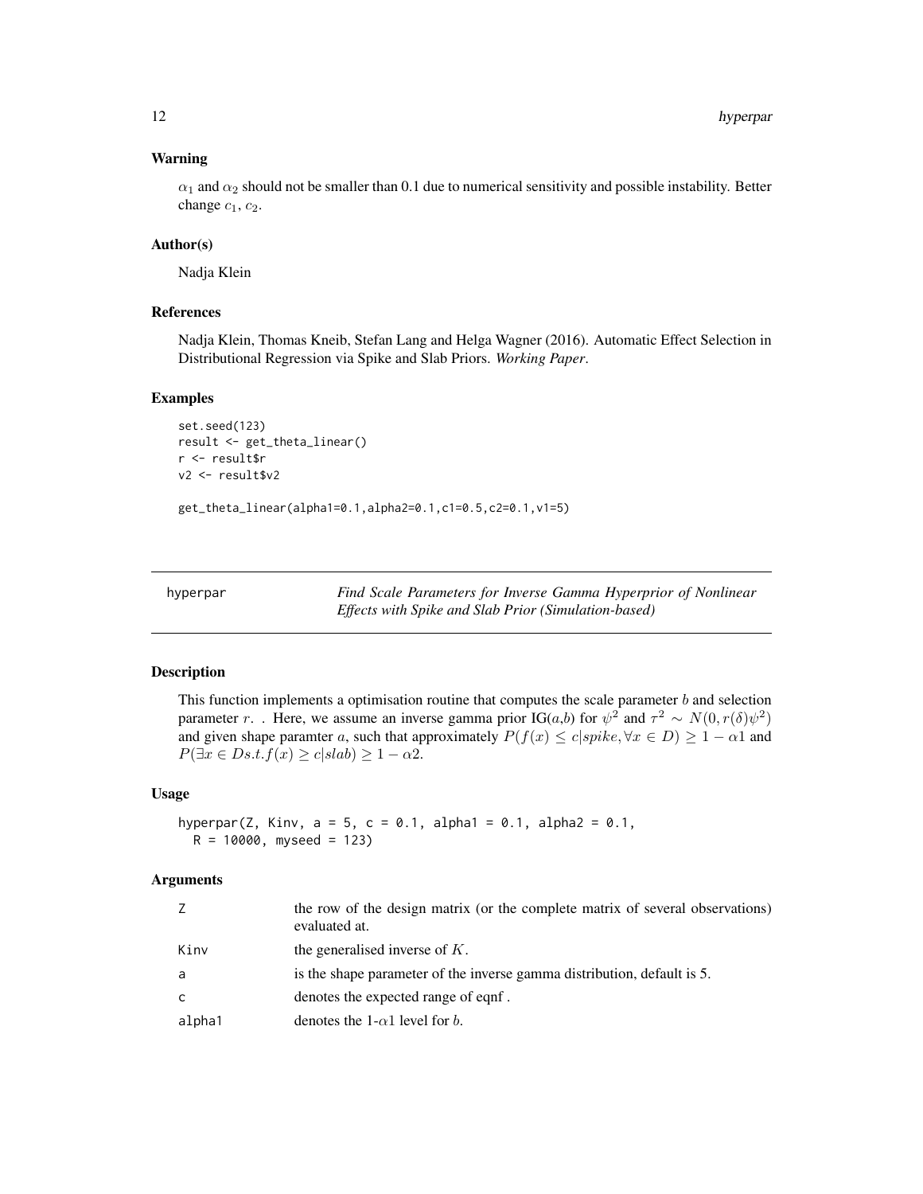### Warning

$\alpha_1$ and $\alpha_2$ should not be smaller than 0.1 due to numerical sensitivity and possible instability. Better change $c_1$, $c_2$.

### Author(s)

Nadja Klein

### References

Nadja Klein, Thomas Kneib, Stefan Lang and Helga Wagner (2016). Automatic Effect Selection in Distributional Regression via Spike and Slab Priors. *Working Paper*.

### Examples

```
set.seed(123)
result <- get_theta_linear()
r <- result$r
v2 <- result$v2

get_theta_linear(alpha1=0.1,alpha2=0.1,c1=0.5,c2=0.1,v1=5)
```

---

## hyperpar — *Find Scale Parameters for Inverse Gamma Hyperprior of Nonlinear Effects with Spike and Slab Prior (Simulation-based)*

### Description

This function implements a optimisation routine that computes the scale parameter $b$ and selection parameter $r$. . Here, we assume an inverse gamma prior IG($a$,$b$) for $\psi^2$ and $\tau^2 \sim N(0, r(\delta)\psi^2)$ and given shape paramter $a$, such that approximately $P(f(x) \leq c|spike, \forall x \in D) \geq 1 - \alpha 1$ and $P(\exists x \in D s.t. f(x) \geq c|slab) \geq 1 - \alpha 2$.

### Usage

```
hyperpar(Z, Kinv, a = 5, c = 0.1, alpha1 = 0.1, alpha2 = 0.1,
  R = 10000, myseed = 123)
```

### Arguments

| | |
|---|---|
| Z | the row of the design matrix (or the complete matrix of several observations) evaluated at. |
| Kinv | the generalised inverse of $K$. |
| a | is the shape parameter of the inverse gamma distribution, default is 5. |
| c | denotes the expected range of eqnf . |
| alpha1 | denotes the 1-$\alpha 1$ level for $b$. |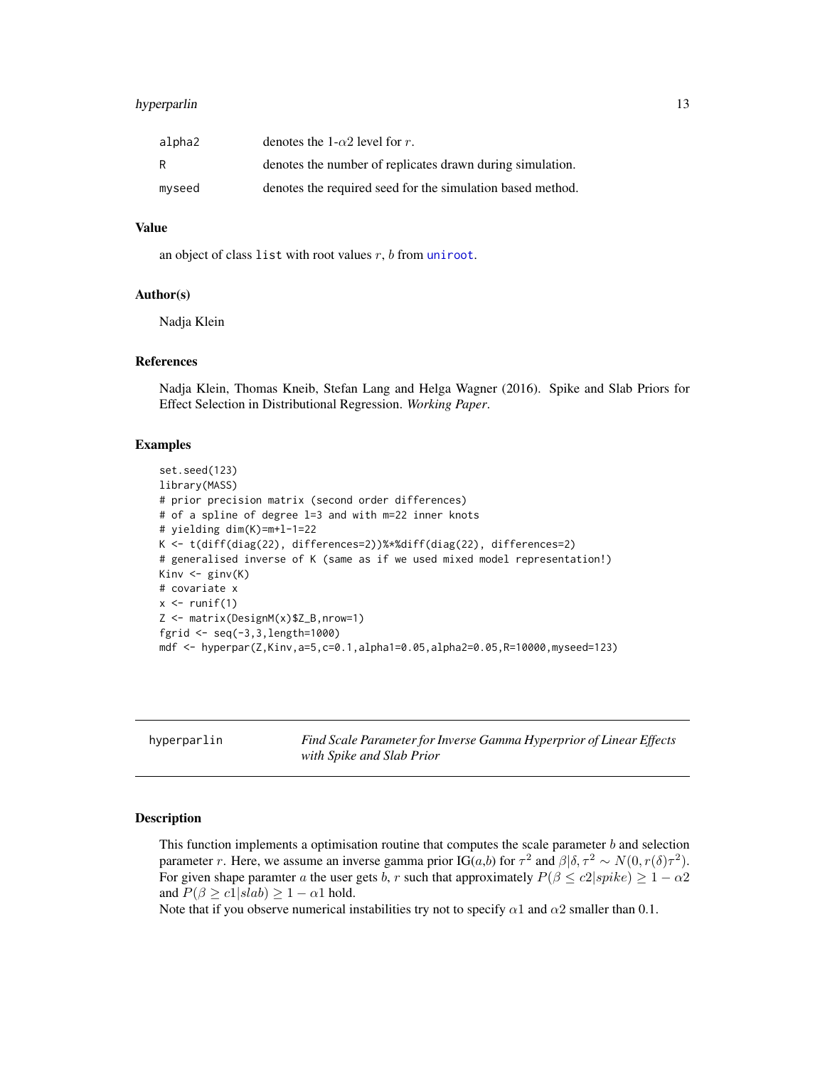| | |
|---|---|
| alpha2 | denotes the 1-$\alpha 2$ level for $r$. |
| R | denotes the number of replicates drawn during simulation. |
| myseed | denotes the required seed for the simulation based method. |

### Value

an object of class `list` with root values $r$, $b$ from `uniroot`.

### Author(s)

Nadja Klein

### References

Nadja Klein, Thomas Kneib, Stefan Lang and Helga Wagner (2016). Spike and Slab Priors for Effect Selection in Distributional Regression. *Working Paper*.

### Examples

```
set.seed(123)
library(MASS)
# prior precision matrix (second order differences)
# of a spline of degree l=3 and with m=22 inner knots
# yielding dim(K)=m+l-1=22
K <- t(diff(diag(22), differences=2))%*%diff(diag(22), differences=2)
# generalised inverse of K (same as if we used mixed model representation!)
Kinv <- ginv(K)
# covariate x
x <- runif(1)
Z <- matrix(DesignM(x)$Z_B,nrow=1)
fgrid <- seq(-3,3,length=1000)
mdf <- hyperpar(Z,Kinv,a=5,c=0.1,alpha1=0.05,alpha2=0.05,R=10000,myseed=123)
```

---

## hyperparlin — *Find Scale Parameter for Inverse Gamma Hyperprior of Linear Effects with Spike and Slab Prior*

### Description

This function implements a optimisation routine that computes the scale parameter $b$ and selection parameter $r$. Here, we assume an inverse gamma prior IG($a$,$b$) for $\tau^2$ and $\beta|\delta,\tau^2 \sim N(0, r(\delta)\tau^2)$. For given shape paramter $a$ the user gets $b$, $r$ such that approximately $P(\beta \leq c2|spike) \geq 1-\alpha 2$ and $P(\beta \geq c1|slab) \geq 1-\alpha 1$ hold.

Note that if you observe numerical instabilities try not to specify $\alpha 1$ and $\alpha 2$ smaller than 0.1.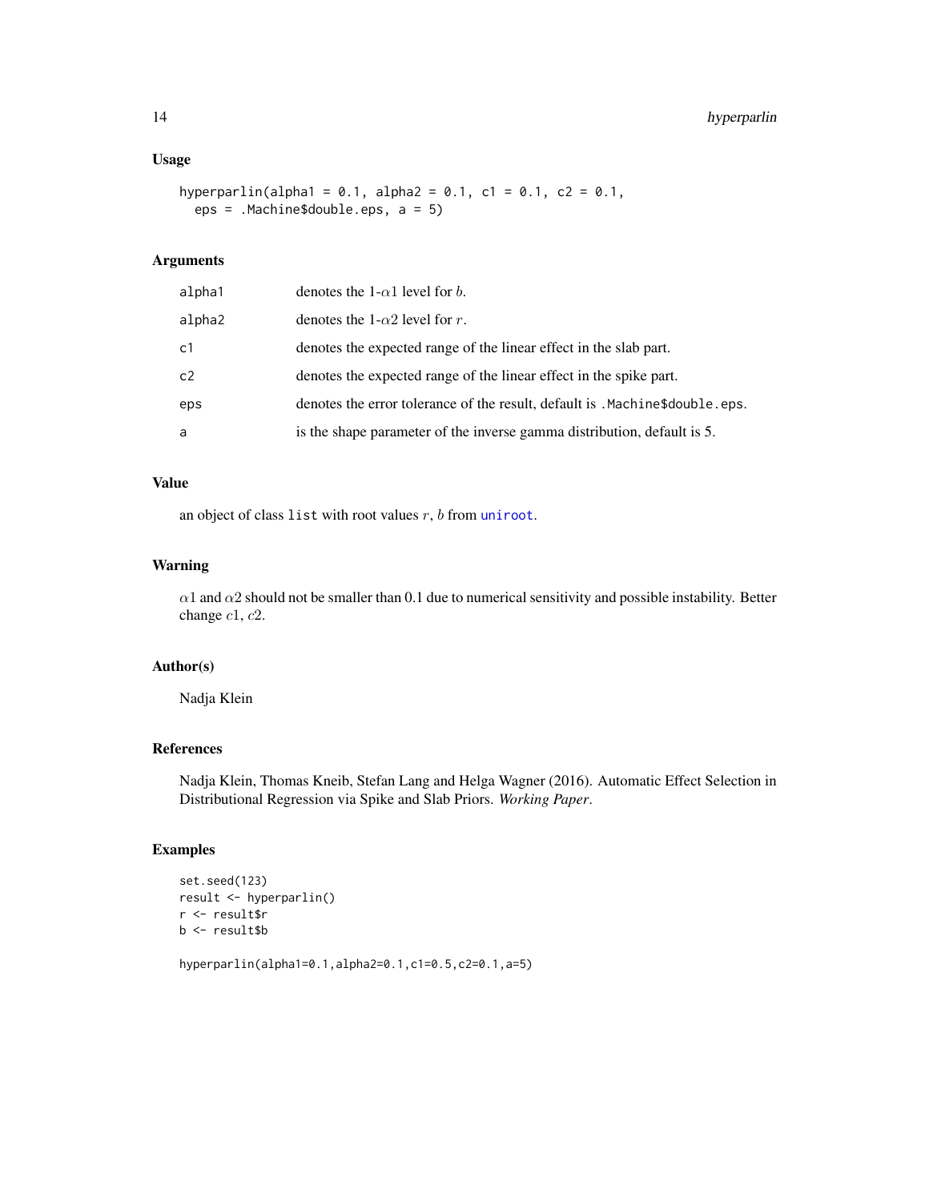## Usage

```
hyperparlin(alpha1 = 0.1, alpha2 = 0.1, c1 = 0.1, c2 = 0.1,
  eps = .Machine$double.eps, a = 5)
```

## Arguments

| | |
|---|---|
| alpha1 | denotes the 1-$\alpha 1$ level for $b$. |
| alpha2 | denotes the 1-$\alpha 2$ level for $r$. |
| c1 | denotes the expected range of the linear effect in the slab part. |
| c2 | denotes the expected range of the linear effect in the spike part. |
| eps | denotes the error tolerance of the result, default is .Machine$double.eps. |
| a | is the shape parameter of the inverse gamma distribution, default is 5. |

## Value

an object of class list with root values $r$, $b$ from uniroot.

## Warning

$\alpha 1$ and $\alpha 2$ should not be smaller than 0.1 due to numerical sensitivity and possible instability. Better change $c1$, $c2$.

## Author(s)

Nadja Klein

## References

Nadja Klein, Thomas Kneib, Stefan Lang and Helga Wagner (2016). Automatic Effect Selection in Distributional Regression via Spike and Slab Priors. *Working Paper*.

## Examples

```
set.seed(123)
result <- hyperparlin()
r <- result$r
b <- result$b

hyperparlin(alpha1=0.1,alpha2=0.1,c1=0.5,c2=0.1,a=5)
```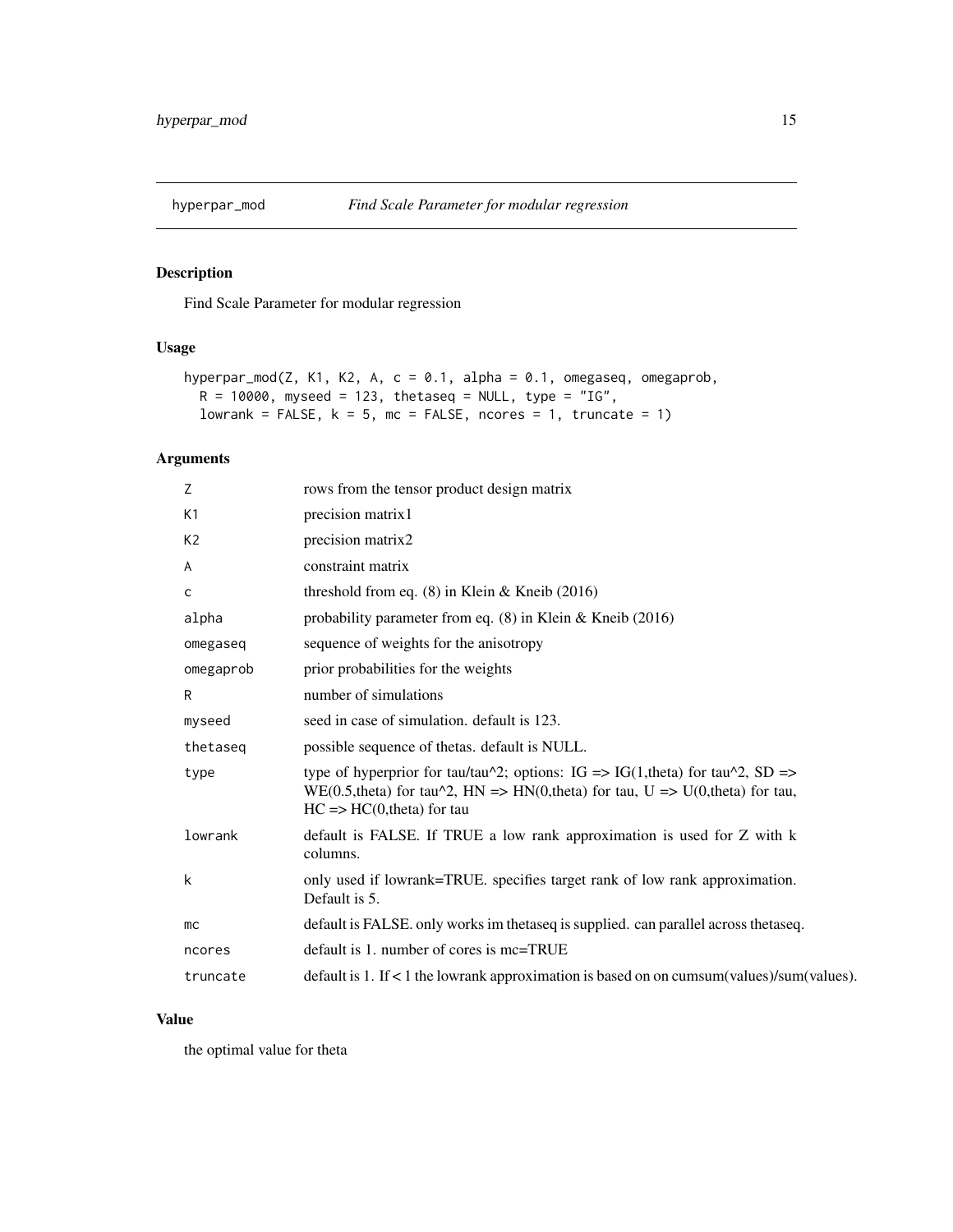# hyperpar_mod — *Find Scale Parameter for modular regression*

## Description

Find Scale Parameter for modular regression

## Usage

```
hyperpar_mod(Z, K1, K2, A, c = 0.1, alpha = 0.1, omegaseq, omegaprob,
  R = 10000, myseed = 123, thetaseq = NULL, type = "IG",
  lowrank = FALSE, k = 5, mc = FALSE, ncores = 1, truncate = 1)
```

## Arguments

| | |
|---|---|
| `Z` | rows from the tensor product design matrix |
| `K1` | precision matrix1 |
| `K2` | precision matrix2 |
| `A` | constraint matrix |
| `c` | threshold from eq. (8) in Klein & Kneib (2016) |
| `alpha` | probability parameter from eq. (8) in Klein & Kneib (2016) |
| `omegaseq` | sequence of weights for the anisotropy |
| `omegaprob` | prior probabilities for the weights |
| `R` | number of simulations |
| `myseed` | seed in case of simulation. default is 123. |
| `thetaseq` | possible sequence of thetas. default is NULL. |
| `type` | type of hyperprior for tau/tau^2; options: IG => IG(1,theta) for tau^2, SD => WE(0.5,theta) for tau^2, HN => HN(0,theta) for tau, U => U(0,theta) for tau, HC => HC(0,theta) for tau |
| `lowrank` | default is FALSE. If TRUE a low rank approximation is used for Z with k columns. |
| `k` | only used if lowrank=TRUE. specifies target rank of low rank approximation. Default is 5. |
| `mc` | default is FALSE. only works im thetaseq is supplied. can parallel across thetaseq. |
| `ncores` | default is 1. number of cores is mc=TRUE |
| `truncate` | default is 1. If < 1 the lowrank approximation is based on on cumsum(values)/sum(values). |

## Value

the optimal value for theta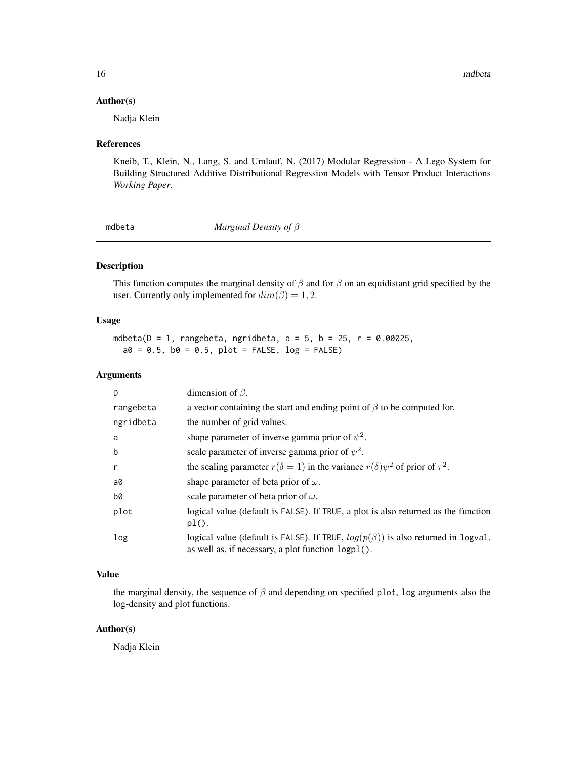## Author(s)

Nadja Klein

## References

Kneib, T., Klein, N., Lang, S. and Umlauf, N. (2017) Modular Regression - A Lego System for Building Structured Additive Distributional Regression Models with Tensor Product Interactions *Working Paper*.

---

# mdbeta — *Marginal Density of $\beta$*

---

## Description

This function computes the marginal density of $\beta$ and for $\beta$ on an equidistant grid specified by the user. Currently only implemented for $dim(\beta) = 1, 2$.

## Usage

```
mdbeta(D = 1, rangebeta, ngridbeta, a = 5, b = 25, r = 0.00025,
  a0 = 0.5, b0 = 0.5, plot = FALSE, log = FALSE)
```

## Arguments

| | |
|---|---|
| D | dimension of $\beta$. |
| rangebeta | a vector containing the start and ending point of $\beta$ to be computed for. |
| ngridbeta | the number of grid values. |
| a | shape parameter of inverse gamma prior of $\psi^2$. |
| b | scale parameter of inverse gamma prior of $\psi^2$. |
| r | the scaling parameter $r(\delta = 1)$ in the variance $r(\delta)\psi^2$ of prior of $\tau^2$. |
| a0 | shape parameter of beta prior of $\omega$. |
| b0 | scale parameter of beta prior of $\omega$. |
| plot | logical value (default is FALSE). If TRUE, a plot is also returned as the function pl(). |
| log | logical value (default is FALSE). If TRUE, $log(p(\beta))$ is also returned in logval. as well as, if necessary, a plot function logpl(). |

## Value

the marginal density, the sequence of $\beta$ and depending on specified plot, log arguments also the log-density and plot functions.

## Author(s)

Nadja Klein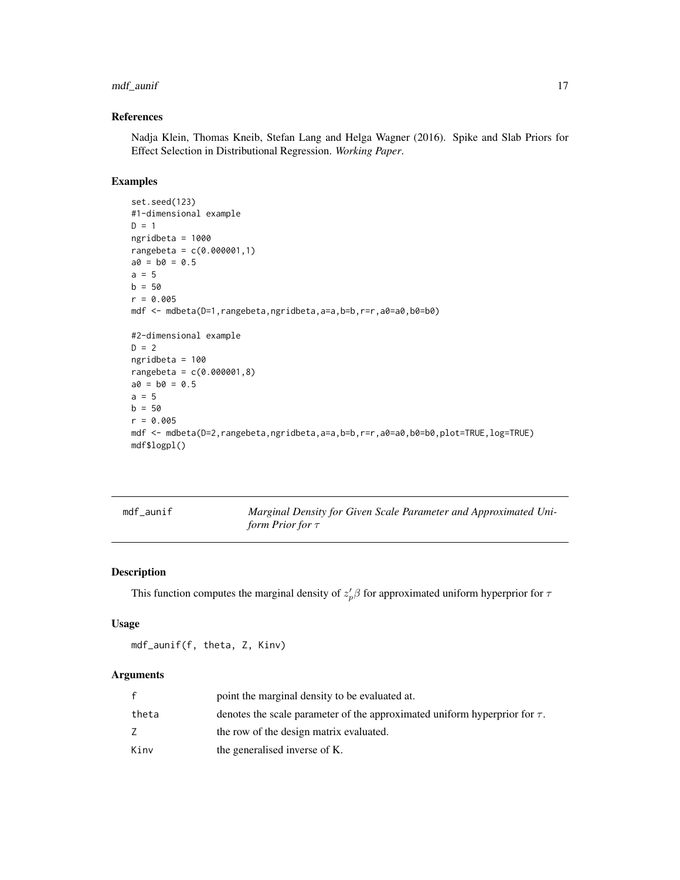## References

Nadja Klein, Thomas Kneib, Stefan Lang and Helga Wagner (2016). Spike and Slab Priors for Effect Selection in Distributional Regression. *Working Paper*.

## Examples

```
set.seed(123)
#1-dimensional example
D = 1
ngridbeta = 1000
rangebeta = c(0.000001,1)
a0 = b0 = 0.5
a = 5
b = 50
r = 0.005
mdf <- mdbeta(D=1,rangebeta,ngridbeta,a=a,b=b,r=r,a0=a0,b0=b0)

#2-dimensional example
D = 2
ngridbeta = 100
rangebeta = c(0.000001,8)
a0 = b0 = 0.5
a = 5
b = 50
r = 0.005
mdf <- mdbeta(D=2,rangebeta,ngridbeta,a=a,b=b,r=r,a0=a0,b0=b0,plot=TRUE,log=TRUE)
mdf$logpl()
```

---

# mdf_aunif — *Marginal Density for Given Scale Parameter and Approximated Uniform Prior for $\tau$*

## Description

This function computes the marginal density of $z_p'\beta$ for approximated uniform hyperprior for $\tau$

## Usage

```
mdf_aunif(f, theta, Z, Kinv)
```

## Arguments

| | |
|---|---|
| f | point the marginal density to be evaluated at. |
| theta | denotes the scale parameter of the approximated uniform hyperprior for $\tau$. |
| Z | the row of the design matrix evaluated. |
| Kinv | the generalised inverse of K. |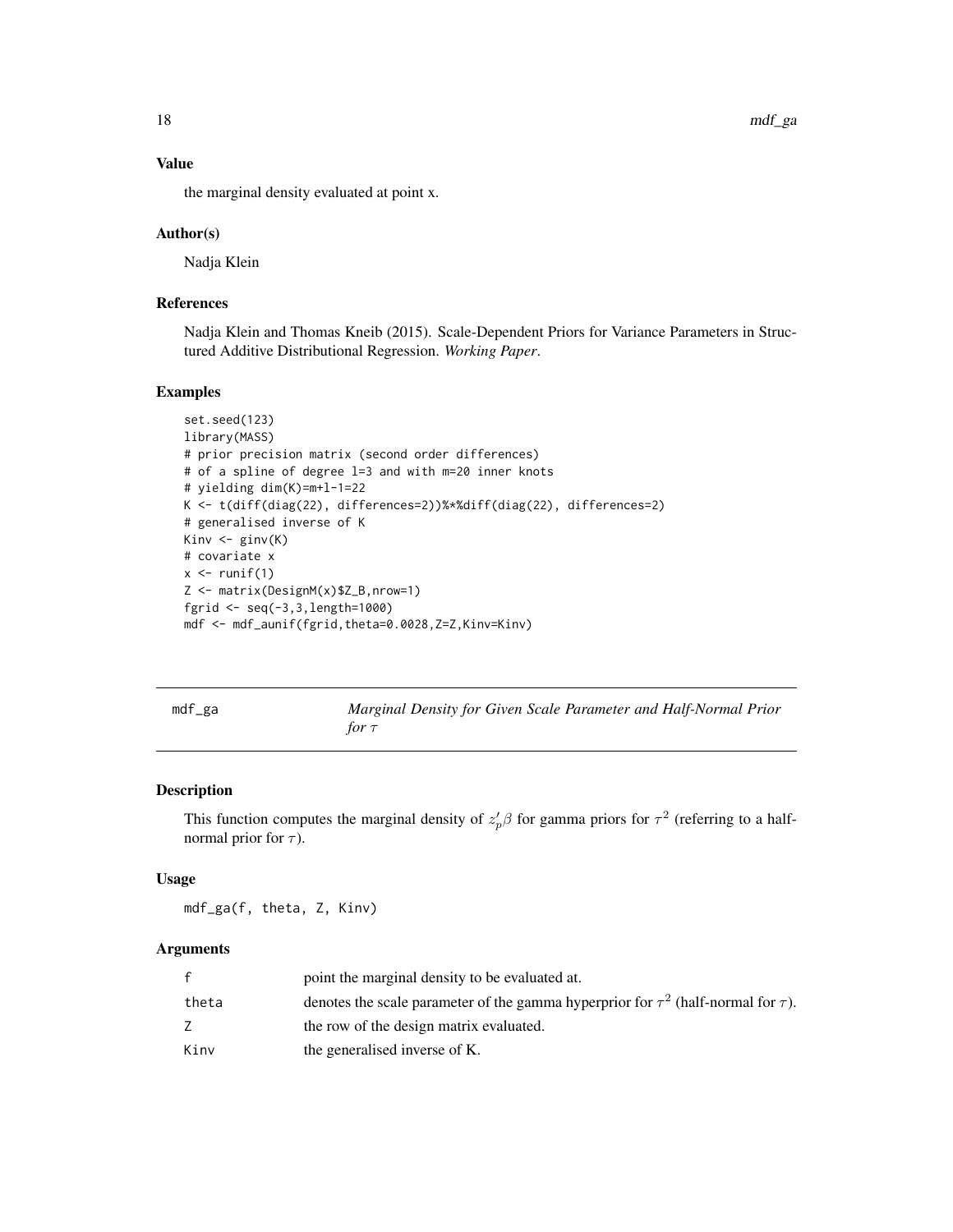### Value

the marginal density evaluated at point x.

### Author(s)

Nadja Klein

### References

Nadja Klein and Thomas Kneib (2015). Scale-Dependent Priors for Variance Parameters in Structured Additive Distributional Regression. *Working Paper*.

### Examples

```
set.seed(123)
library(MASS)
# prior precision matrix (second order differences)
# of a spline of degree l=3 and with m=20 inner knots
# yielding dim(K)=m+l-1=22
K <- t(diff(diag(22), differences=2))%*%diff(diag(22), differences=2)
# generalised inverse of K
Kinv <- ginv(K)
# covariate x
x <- runif(1)
Z <- matrix(DesignM(x)$Z_B,nrow=1)
fgrid <- seq(-3,3,length=1000)
mdf <- mdf_aunif(fgrid,theta=0.0028,Z=Z,Kinv=Kinv)
```

---

## mdf_ga — *Marginal Density for Given Scale Parameter and Half-Normal Prior for $\tau$*

### Description

This function computes the marginal density of $z_p'\beta$ for gamma priors for $\tau^2$ (referring to a half-normal prior for $\tau$).

### Usage

```
mdf_ga(f, theta, Z, Kinv)
```

### Arguments

| | |
|---|---|
| f | point the marginal density to be evaluated at. |
| theta | denotes the scale parameter of the gamma hyperprior for $\tau^2$ (half-normal for $\tau$). |
| Z | the row of the design matrix evaluated. |
| Kinv | the generalised inverse of K. |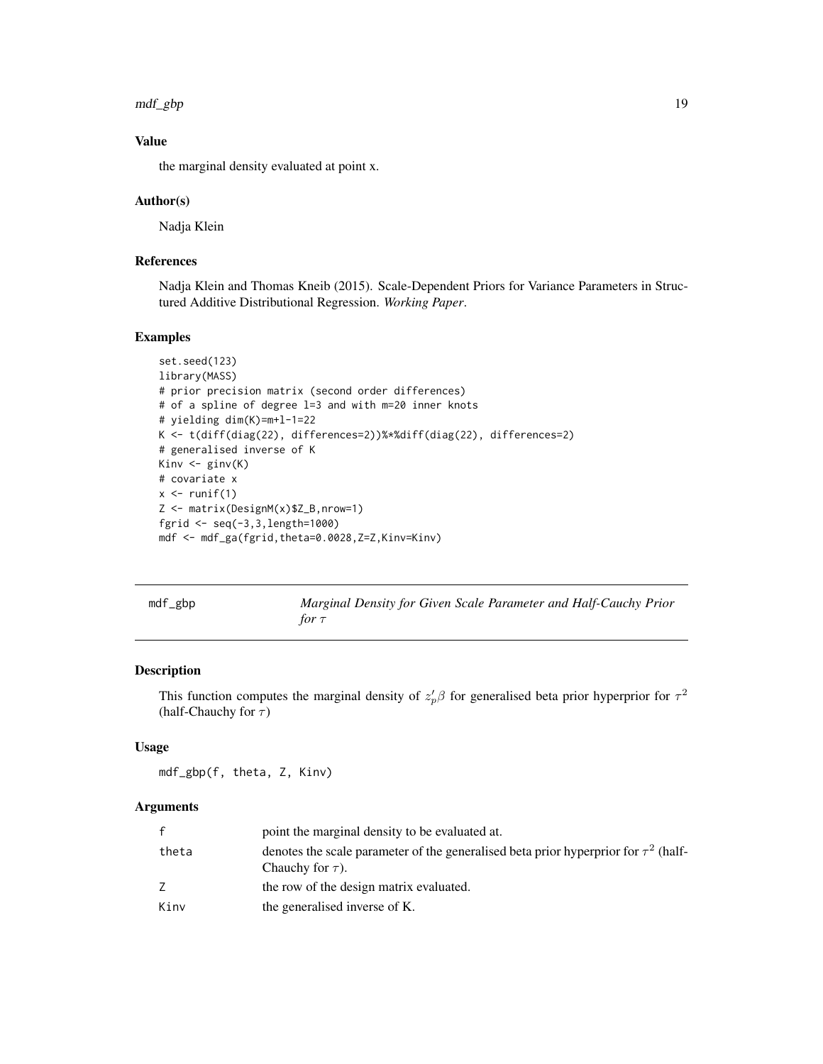## Value

the marginal density evaluated at point x.

## Author(s)

Nadja Klein

## References

Nadja Klein and Thomas Kneib (2015). Scale-Dependent Priors for Variance Parameters in Structured Additive Distributional Regression. *Working Paper*.

## Examples

```
set.seed(123)
library(MASS)
# prior precision matrix (second order differences)
# of a spline of degree l=3 and with m=20 inner knots
# yielding dim(K)=m+l-1=22
K <- t(diff(diag(22), differences=2))%*%diff(diag(22), differences=2)
# generalised inverse of K
Kinv <- ginv(K)
# covariate x
x <- runif(1)
Z <- matrix(DesignM(x)$Z_B,nrow=1)
fgrid <- seq(-3,3,length=1000)
mdf <- mdf_ga(fgrid,theta=0.0028,Z=Z,Kinv=Kinv)
```

---

# mdf_gbp — *Marginal Density for Given Scale Parameter and Half-Cauchy Prior for $\tau$*

## Description

This function computes the marginal density of $z_p'\beta$ for generalised beta prior hyperprior for $\tau^2$ (half-Chauchy for $\tau$)

## Usage

```
mdf_gbp(f, theta, Z, Kinv)
```

## Arguments

| | |
|---|---|
| f | point the marginal density to be evaluated at. |
| theta | denotes the scale parameter of the generalised beta prior hyperprior for $\tau^2$ (half-Chauchy for $\tau$). |
| Z | the row of the design matrix evaluated. |
| Kinv | the generalised inverse of K. |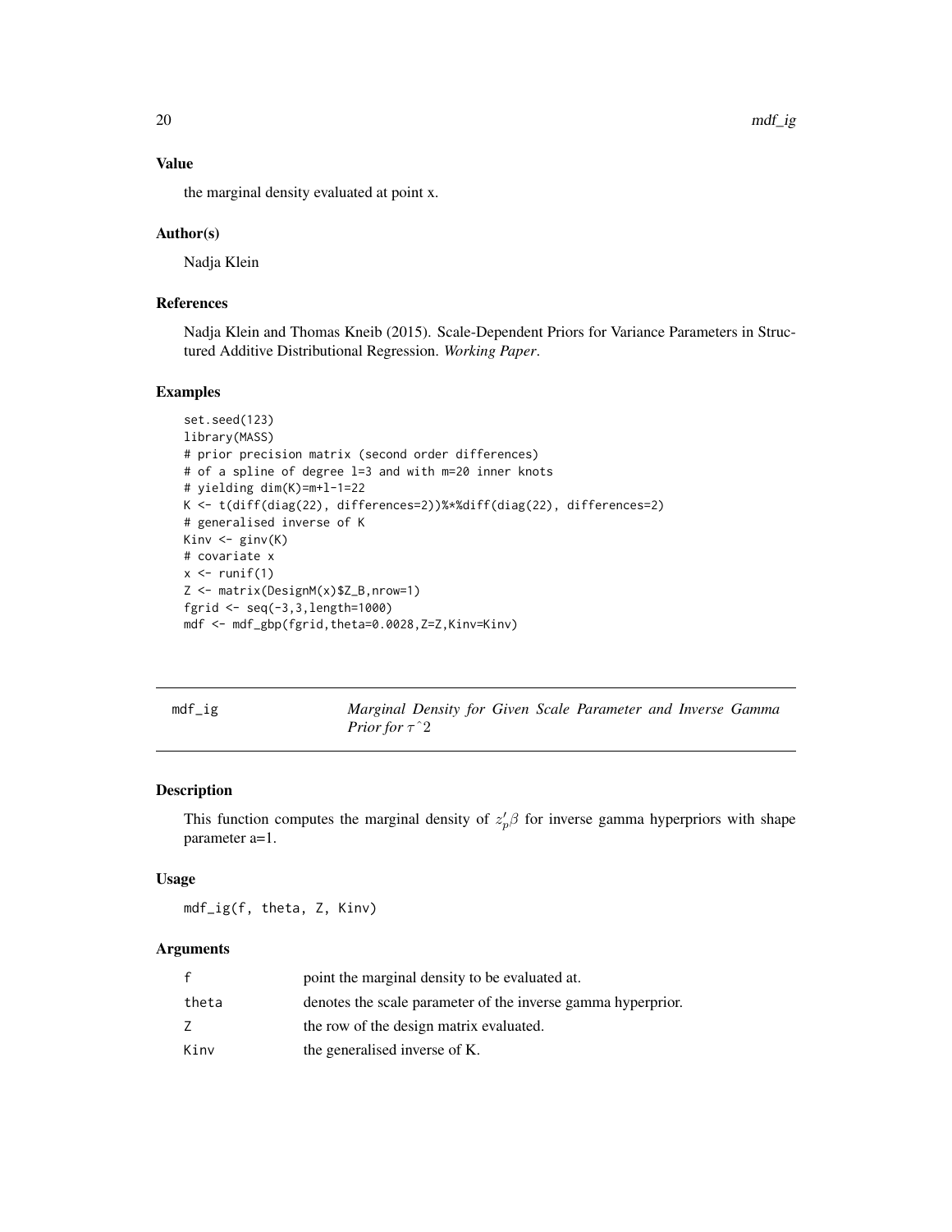## Value

the marginal density evaluated at point x.

## Author(s)

Nadja Klein

## References

Nadja Klein and Thomas Kneib (2015). Scale-Dependent Priors for Variance Parameters in Structured Additive Distributional Regression. *Working Paper*.

## Examples

```
set.seed(123)
library(MASS)
# prior precision matrix (second order differences)
# of a spline of degree l=3 and with m=20 inner knots
# yielding dim(K)=m+l-1=22
K <- t(diff(diag(22), differences=2))%*%diff(diag(22), differences=2)
# generalised inverse of K
Kinv <- ginv(K)
# covariate x
x <- runif(1)
Z <- matrix(DesignM(x)$Z_B,nrow=1)
fgrid <- seq(-3,3,length=1000)
mdf <- mdf_gbp(fgrid,theta=0.0028,Z=Z,Kinv=Kinv)
```

---

# mdf_ig — *Marginal Density for Given Scale Parameter and Inverse Gamma Prior for $\tau$^2*

## Description

This function computes the marginal density of $z_p'\beta$ for inverse gamma hyperpriors with shape parameter a=1.

## Usage

```
mdf_ig(f, theta, Z, Kinv)
```

## Arguments

| | |
|---|---|
| f | point the marginal density to be evaluated at. |
| theta | denotes the scale parameter of the inverse gamma hyperprior. |
| Z | the row of the design matrix evaluated. |
| Kinv | the generalised inverse of K. |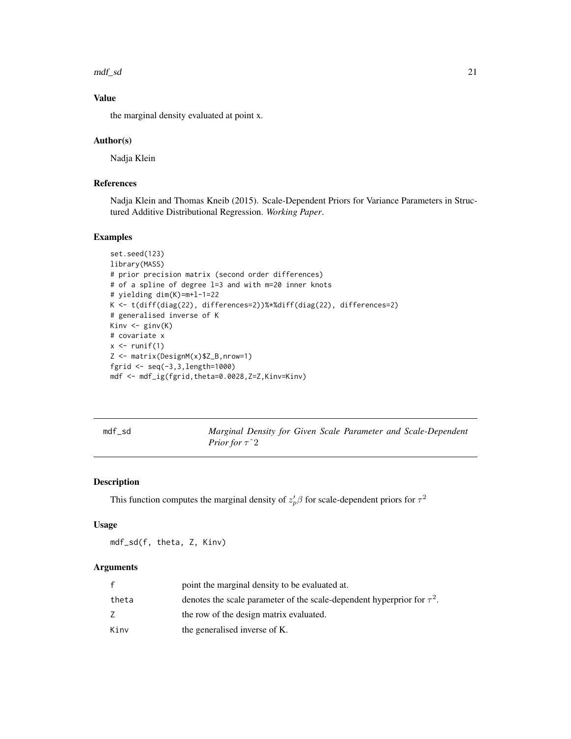## Value

the marginal density evaluated at point x.

## Author(s)

Nadja Klein

## References

Nadja Klein and Thomas Kneib (2015). Scale-Dependent Priors for Variance Parameters in Structured Additive Distributional Regression. *Working Paper*.

## Examples

```
set.seed(123)
library(MASS)
# prior precision matrix (second order differences)
# of a spline of degree l=3 and with m=20 inner knots
# yielding dim(K)=m+l-1=22
K <- t(diff(diag(22), differences=2))%*%diff(diag(22), differences=2)
# generalised inverse of K
Kinv <- ginv(K)
# covariate x
x <- runif(1)
Z <- matrix(DesignM(x)$Z_B,nrow=1)
fgrid <- seq(-3,3,length=1000)
mdf <- mdf_ig(fgrid,theta=0.0028,Z=Z,Kinv=Kinv)
```

---

# mdf_sd — *Marginal Density for Given Scale Parameter and Scale-Dependent Prior for $\tau$ˆ2*

## Description

This function computes the marginal density of $z_p'\beta$ for scale-dependent priors for $\tau^2$

## Usage

```
mdf_sd(f, theta, Z, Kinv)
```

## Arguments

| | |
|---|---|
| f | point the marginal density to be evaluated at. |
| theta | denotes the scale parameter of the scale-dependent hyperprior for $\tau^2$. |
| Z | the row of the design matrix evaluated. |
| Kinv | the generalised inverse of K. |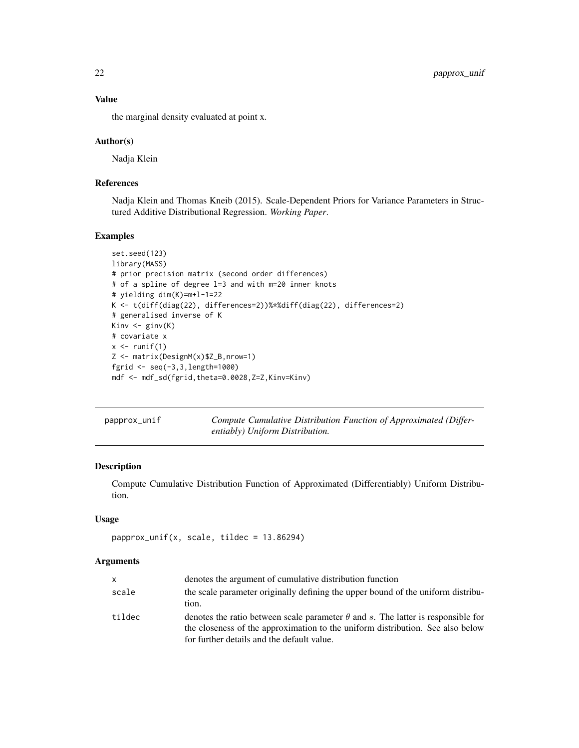### Value

the marginal density evaluated at point x.

### Author(s)

Nadja Klein

### References

Nadja Klein and Thomas Kneib (2015). Scale-Dependent Priors for Variance Parameters in Structured Additive Distributional Regression. *Working Paper*.

### Examples

```
set.seed(123)
library(MASS)
# prior precision matrix (second order differences)
# of a spline of degree l=3 and with m=20 inner knots
# yielding dim(K)=m+l-1=22
K <- t(diff(diag(22), differences=2))%*%diff(diag(22), differences=2)
# generalised inverse of K
Kinv <- ginv(K)
# covariate x
x <- runif(1)
Z <- matrix(DesignM(x)$Z_B,nrow=1)
fgrid <- seq(-3,3,length=1000)
mdf <- mdf_sd(fgrid,theta=0.0028,Z=Z,Kinv=Kinv)
```

---

## papprox_unif — *Compute Cumulative Distribution Function of Approximated (Differentiably) Uniform Distribution.*

---

### Description

Compute Cumulative Distribution Function of Approximated (Differentiably) Uniform Distribution.

### Usage

```
papprox_unif(x, scale, tildec = 13.86294)
```

### Arguments

| | |
|---|---|
| x | denotes the argument of cumulative distribution function |
| scale | the scale parameter originally defining the upper bound of the uniform distribution. |
| tildec | denotes the ratio between scale parameter $\theta$ and $s$. The latter is responsible for the closeness of the approximation to the uniform distribution. See also below for further details and the default value. |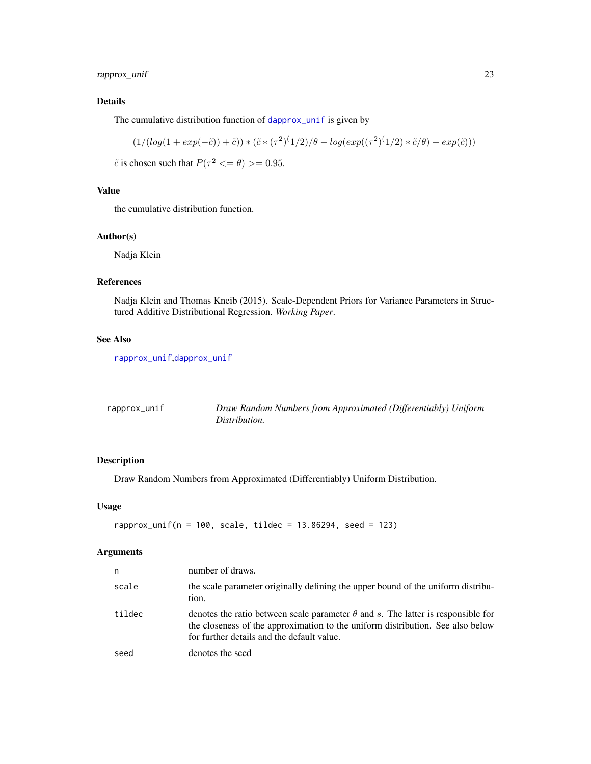### Details

The cumulative distribution function of dapprox_unif is given by

$$(1/(log(1 + exp(-\tilde{c})) + \tilde{c})) * (\tilde{c} * (\tau^2)^(1/2)/\theta - log(exp((\tau^2)^(1/2) * \tilde{c}/\theta) + exp(\tilde{c})))$$

$\tilde{c}$ is chosen such that $P(\tau^2 <= \theta) >= 0.95$.

### Value

the cumulative distribution function.

### Author(s)

Nadja Klein

### References

Nadja Klein and Thomas Kneib (2015). Scale-Dependent Priors for Variance Parameters in Structured Additive Distributional Regression. *Working Paper*.

### See Also

rapprox_unif,dapprox_unif

---

## rapprox_unif — *Draw Random Numbers from Approximated (Differentiably) Uniform Distribution.*

### Description

Draw Random Numbers from Approximated (Differentiably) Uniform Distribution.

### Usage

```
rapprox_unif(n = 100, scale, tildec = 13.86294, seed = 123)
```

### Arguments

| | |
|---|---|
| n | number of draws. |
| scale | the scale parameter originally defining the upper bound of the uniform distribution. |
| tildec | denotes the ratio between scale parameter $\theta$ and $s$. The latter is responsible for the closeness of the approximation to the uniform distribution. See also below for further details and the default value. |
| seed | denotes the seed |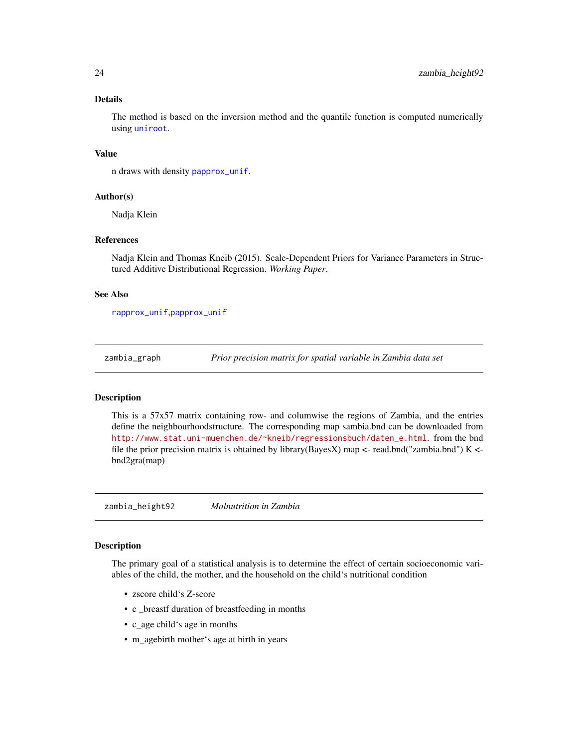### Details

The method is based on the inversion method and the quantile function is computed numerically using `uniroot`.

### Value

n draws with density `papprox_unif`.

### Author(s)

Nadja Klein

### References

Nadja Klein and Thomas Kneib (2015). Scale-Dependent Priors for Variance Parameters in Structured Additive Distributional Regression. *Working Paper*.

### See Also

`rapprox_unif`,`papprox_unif`

---

## zambia_graph — *Prior precision matrix for spatial variable in Zambia data set*

### Description

This is a 57x57 matrix containing row- and columwise the regions of Zambia, and the entries define the neighbourhoodstructure. The corresponding map sambia.bnd can be downloaded from http://www.stat.uni-muenchen.de/~kneib/regressionsbuch/daten_e.html. from the bnd file the prior precision matrix is obtained by library(BayesX) map <- read.bnd("zambia.bnd") K <- bnd2gra(map)

---

## zambia_height92 — *Malnutrition in Zambia*

### Description

The primary goal of a statistical analysis is to determine the effect of certain socioeconomic variables of the child, the mother, and the household on the child's nutritional condition

- zscore child's Z-score
- c _breastf duration of breastfeeding in months
- c_age child's age in months
- m_agebirth mother's age at birth in years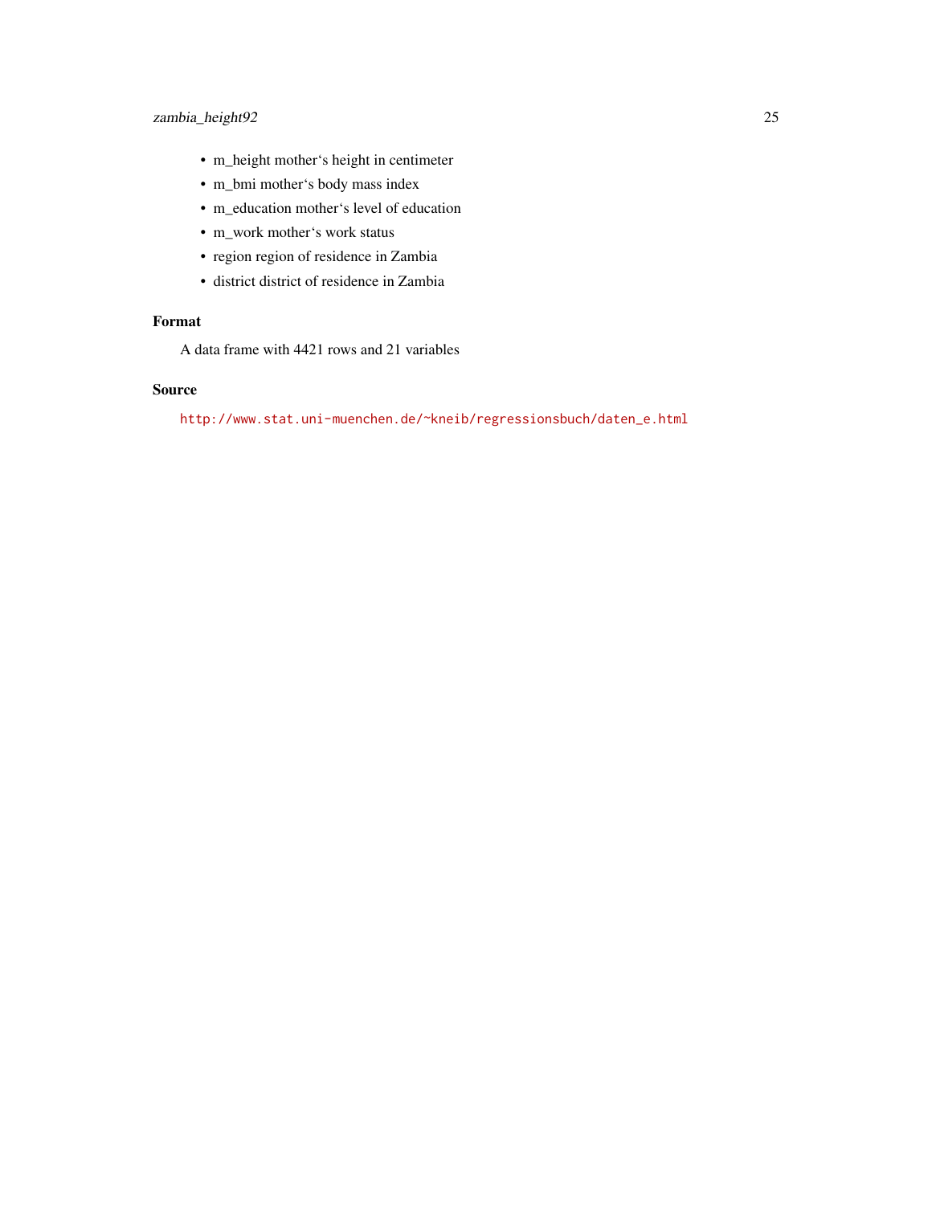- m_height mother‘s height in centimeter
- m_bmi mother‘s body mass index
- m_education mother‘s level of education
- m_work mother‘s work status
- region region of residence in Zambia
- district district of residence in Zambia

## Format

A data frame with 4421 rows and 21 variables

## Source

http://www.stat.uni-muenchen.de/~kneib/regressionsbuch/daten_e.html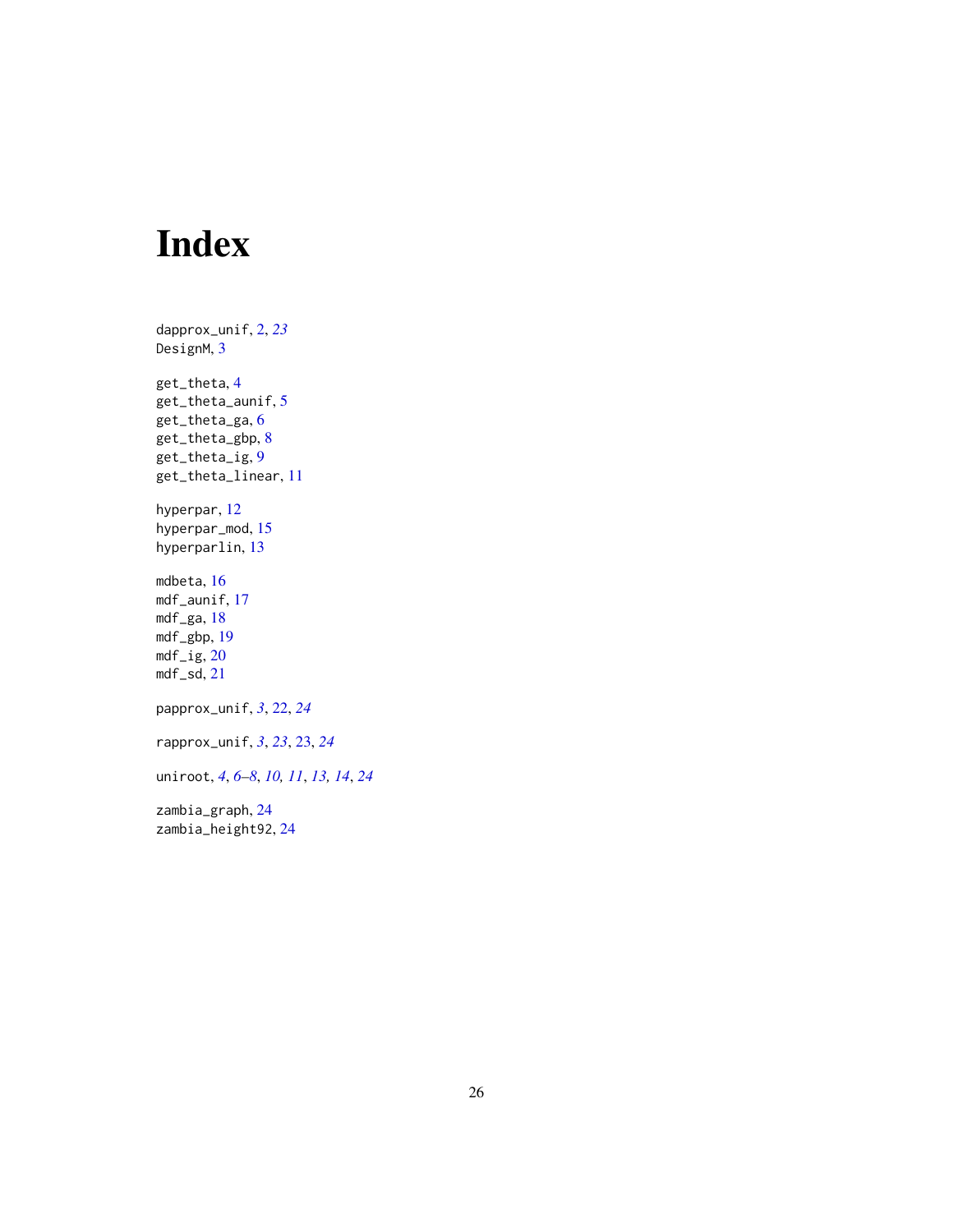# Index

dapprox_unif, 2, *23*
DesignM, 3

get_theta, 4
get_theta_aunif, 5
get_theta_ga, 6
get_theta_gbp, 8
get_theta_ig, 9
get_theta_linear, 11

hyperpar, 12
hyperpar_mod, 15
hyperparlin, 13

mdbeta, 16
mdf_aunif, 17
mdf_ga, 18
mdf_gbp, 19
mdf_ig, 20
mdf_sd, 21

papprox_unif, *3*, 22, *24*

rapprox_unif, *3*, *23*, 23, *24*

uniroot, *4*, *6–8*, *10, 11*, *13, 14*, *24*

zambia_graph, 24
zambia_height92, 24